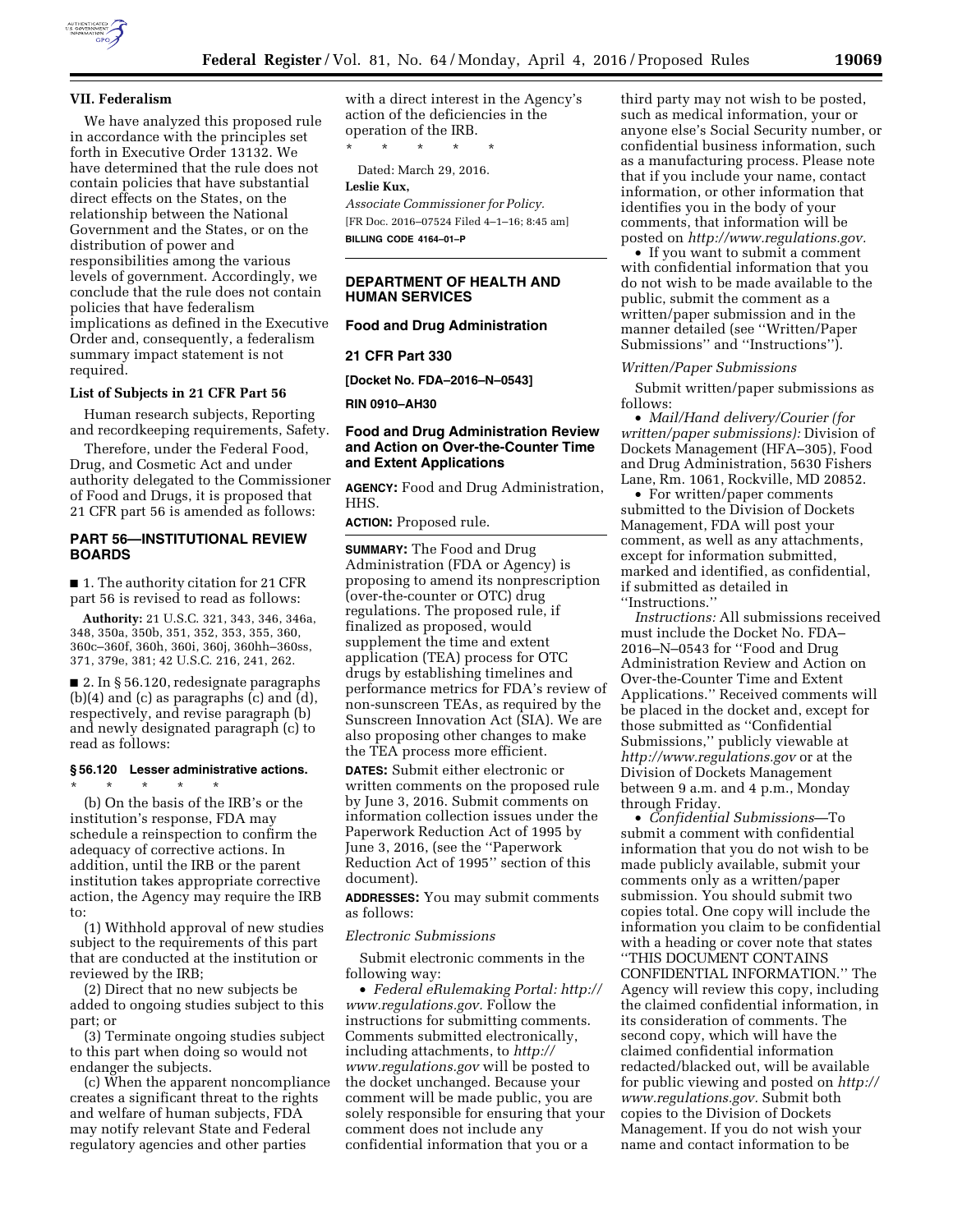## VII. Federalism

We have analyzed this proposed rule in accordance with the principles set forth in Executive Order 13132. We have determined that the rule does not contain policies that have substantial direct effects on the States, on the relationship between the National Government and the States, or on the distribution of power and responsibilities among the various levels of government. Accordingly, we conclude that the rule does not contain policies that have federalism implications as defined in the Executive Order and, consequently, a federalism summary impact statement is not required.

### List of Subjects in 21 CFR Part 56

Human research subjects, Reporting and recordkeeping requirements, Safety.

Therefore, under the Federal Food, Drug, and Cosmetic Act and under authority delegated to the Commissioner of Food and Drugs, it is proposed that 21 CFR part 56 is amended as follows:

## PART 56—INSTITUTIONAL REVIEW BOARDS

■ 1. The authority citation for 21 CFR part 56 is revised to read as follows:

**Authority:** 21 U.S.C. 321, 343, 346, 346a, 348, 350a, 350b, 351, 352, 353, 355, 360, 360c–360f, 360h, 360i, 360j, 360hh–360ss, 371, 379e, 381; 42 U.S.C. 216, 241, 262.

■ 2. In § 56.120, redesignate paragraphs (b)(4) and (c) as paragraphs (c) and (d), respectively, and revise paragraph (b) and newly designated paragraph (c) to read as follows:

### § 56.120 Lesser administrative actions.

\* \* \* \* \*

(b) On the basis of the IRB's or the institution's response, FDA may schedule a reinspection to confirm the adequacy of corrective actions. In addition, until the IRB or the parent institution takes appropriate corrective action, the Agency may require the IRB to:

(1) Withhold approval of new studies subject to the requirements of this part that are conducted at the institution or reviewed by the IRB;

(2) Direct that no new subjects be added to ongoing studies subject to this part; or

(3) Terminate ongoing studies subject to this part when doing so would not endanger the subjects.

(c) When the apparent noncompliance creates a significant threat to the rights and welfare of human subjects, FDA may notify relevant State and Federal regulatory agencies and other parties with a direct interest in the Agency's action of the deficiencies in the operation of the IRB.

\* \* \* \* \*

Dated: March 29, 2016.

**Leslie Kux,**

*Associate Commissioner for Policy.*

[FR Doc. 2016–07524 Filed 4–1–16; 8:45 am]

**BILLING CODE 4164–01–P**

---

## DEPARTMENT OF HEALTH AND HUMAN SERVICES

### Food and Drug Administration

### 21 CFR Part 330

**[Docket No. FDA–2016–N–0543]**

**RIN 0910–AH30**

### Food and Drug Administration Review and Action on Over-the-Counter Time and Extent Applications

**AGENCY:** Food and Drug Administration, HHS.

**ACTION:** Proposed rule.

**SUMMARY:** The Food and Drug Administration (FDA or Agency) is proposing to amend its nonprescription (over-the-counter or OTC) drug regulations. The proposed rule, if finalized as proposed, would supplement the time and extent application (TEA) process for OTC drugs by establishing timelines and performance metrics for FDA's review of non-sunscreen TEAs, as required by the Sunscreen Innovation Act (SIA). We are also proposing other changes to make the TEA process more efficient.

**DATES:** Submit either electronic or written comments on the proposed rule by June 3, 2016. Submit comments on information collection issues under the Paperwork Reduction Act of 1995 by June 3, 2016, (see the "Paperwork Reduction Act of 1995" section of this document).

**ADDRESSES:** You may submit comments as follows:

*Electronic Submissions*

Submit electronic comments in the following way:

- *Federal eRulemaking Portal: http://www.regulations.gov.* Follow the instructions for submitting comments. Comments submitted electronically, including attachments, to *http://www.regulations.gov* will be posted to the docket unchanged. Because your comment will be made public, you are solely responsible for ensuring that your comment does not include any confidential information that you or a third party may not wish to be posted, such as medical information, your or anyone else's Social Security number, or confidential business information, such as a manufacturing process. Please note that if you include your name, contact information, or other information that identifies you in the body of your comments, that information will be posted on *http://www.regulations.gov.*
- If you want to submit a comment with confidential information that you do not wish to be made available to the public, submit the comment as a written/paper submission and in the manner detailed (see "Written/Paper Submissions" and "Instructions").

*Written/Paper Submissions*

Submit written/paper submissions as follows:

- *Mail/Hand delivery/Courier (for written/paper submissions):* Division of Dockets Management (HFA–305), Food and Drug Administration, 5630 Fishers Lane, Rm. 1061, Rockville, MD 20852.
- For written/paper comments submitted to the Division of Dockets Management, FDA will post your comment, as well as any attachments, except for information submitted, marked and identified, as confidential, if submitted as detailed in "Instructions."

*Instructions:* All submissions received must include the Docket No. FDA–2016–N–0543 for "Food and Drug Administration Review and Action on Over-the-Counter Time and Extent Applications." Received comments will be placed in the docket and, except for those submitted as "Confidential Submissions," publicly viewable at *http://www.regulations.gov* or at the Division of Dockets Management between 9 a.m. and 4 p.m., Monday through Friday.

- *Confidential Submissions*—To submit a comment with confidential information that you do not wish to be made publicly available, submit your comments only as a written/paper submission. You should submit two copies total. One copy will include the information you claim to be confidential with a heading or cover note that states "THIS DOCUMENT CONTAINS CONFIDENTIAL INFORMATION." The Agency will review this copy, including the claimed confidential information, in its consideration of comments. The second copy, which will have the claimed confidential information redacted/blacked out, will be available for public viewing and posted on *http://www.regulations.gov.* Submit both copies to the Division of Dockets Management. If you do not wish your name and contact information to be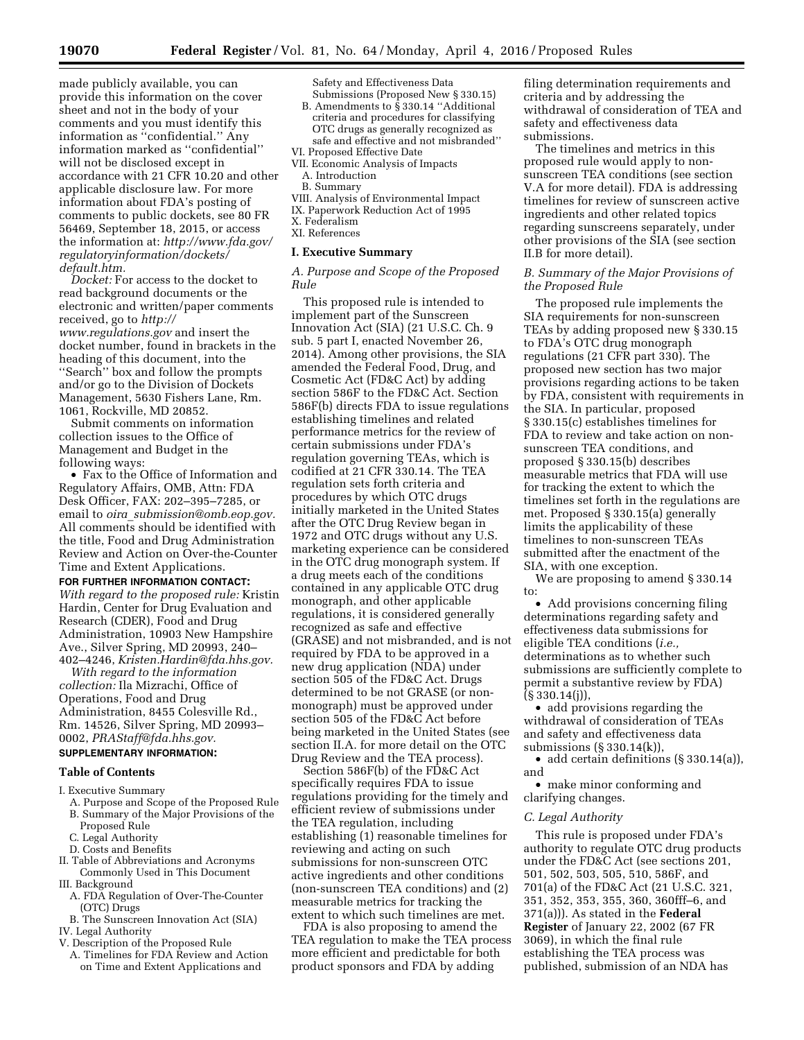made publicly available, you can provide this information on the cover sheet and not in the body of your comments and you must identify this information as ''confidential.'' Any information marked as ''confidential'' will not be disclosed except in accordance with 21 CFR 10.20 and other applicable disclosure law. For more information about FDA's posting of comments to public dockets, see 80 FR 56469, September 18, 2015, or access the information at: *http://www.fda.gov/regulatoryinformation/dockets/default.htm.*

*Docket:* For access to the docket to read background documents or the electronic and written/paper comments received, go to *http://www.regulations.gov* and insert the docket number, found in brackets in the heading of this document, into the ''Search'' box and follow the prompts and/or go to the Division of Dockets Management, 5630 Fishers Lane, Rm. 1061, Rockville, MD 20852.

Submit comments on information collection issues to the Office of Management and Budget in the following ways:

- Fax to the Office of Information and Regulatory Affairs, OMB, Attn: FDA Desk Officer, FAX: 202–395–7285, or email to *oira_submission@omb.eop.gov.* All comments should be identified with the title, Food and Drug Administration Review and Action on Over-the-Counter Time and Extent Applications.

**FOR FURTHER INFORMATION CONTACT:**

*With regard to the proposed rule:* Kristin Hardin, Center for Drug Evaluation and Research (CDER), Food and Drug Administration, 10903 New Hampshire Ave., Silver Spring, MD 20993, 240–402–4246, *Kristen.Hardin@fda.hhs.gov.*

*With regard to the information collection:* Ila Mizrachi, Office of Operations, Food and Drug Administration, 8455 Colesville Rd., Rm. 14526, Silver Spring, MD 20993–0002, *PRAStaff@fda.hhs.gov.*

**SUPPLEMENTARY INFORMATION:**

## Table of Contents

I. Executive Summary
  A. Purpose and Scope of the Proposed Rule
  B. Summary of the Major Provisions of the Proposed Rule
  C. Legal Authority
  D. Costs and Benefits
II. Table of Abbreviations and Acronyms Commonly Used in This Document
III. Background
  A. FDA Regulation of Over-The-Counter (OTC) Drugs
  B. The Sunscreen Innovation Act (SIA)
IV. Legal Authority
V. Description of the Proposed Rule
  A. Timelines for FDA Review and Action on Time and Extent Applications and Safety and Effectiveness Data Submissions (Proposed New § 330.15)
  B. Amendments to § 330.14 ''Additional criteria and procedures for classifying OTC drugs as generally recognized as safe and effective and not misbranded''
VI. Proposed Effective Date
VII. Economic Analysis of Impacts
  A. Introduction
  B. Summary
VIII. Analysis of Environmental Impact
IX. Paperwork Reduction Act of 1995
X. Federalism
XI. References

## I. Executive Summary

### *A. Purpose and Scope of the Proposed Rule*

This proposed rule is intended to implement part of the Sunscreen Innovation Act (SIA) (21 U.S.C. Ch. 9 sub. 5 part I, enacted November 26, 2014). Among other provisions, the SIA amended the Federal Food, Drug, and Cosmetic Act (FD&C Act) by adding section 586F to the FD&C Act. Section 586F(b) directs FDA to issue regulations establishing timelines and related performance metrics for the review of certain submissions under FDA's regulation governing TEAs, which is codified at 21 CFR 330.14. The TEA regulation sets forth criteria and procedures by which OTC drugs initially marketed in the United States after the OTC Drug Review began in 1972 and OTC drugs without any U.S. marketing experience can be considered in the OTC drug monograph system. If a drug meets each of the conditions contained in any applicable OTC drug monograph, and other applicable regulations, it is considered generally recognized as safe and effective (GRASE) and not misbranded, and is not required by FDA to be approved in a new drug application (NDA) under section 505 of the FD&C Act. Drugs determined to be not GRASE (or non-monograph) must be approved under section 505 of the FD&C Act before being marketed in the United States (see section II.A. for more detail on the OTC Drug Review and the TEA process).

Section 586F(b) of the FD&C Act specifically requires FDA to issue regulations providing for the timely and efficient review of submissions under the TEA regulation, including establishing (1) reasonable timelines for reviewing and acting on such submissions for non-sunscreen OTC active ingredients and other conditions (non-sunscreen TEA conditions) and (2) measurable metrics for tracking the extent to which such timelines are met.

FDA is also proposing to amend the TEA regulation to make the TEA process more efficient and predictable for both product sponsors and FDA by adding filing determination requirements and criteria and by addressing the withdrawal of consideration of TEA and safety and effectiveness data submissions.

The timelines and metrics in this proposed rule would apply to non-sunscreen TEA conditions (see section V.A for more detail). FDA is addressing timelines for review of sunscreen active ingredients and other related topics regarding sunscreens separately, under other provisions of the SIA (see section II.B for more detail).

### *B. Summary of the Major Provisions of the Proposed Rule*

The proposed rule implements the SIA requirements for non-sunscreen TEAs by adding proposed new § 330.15 to FDA's OTC drug monograph regulations (21 CFR part 330). The proposed new section has two major provisions regarding actions to be taken by FDA, consistent with requirements in the SIA. In particular, proposed § 330.15(c) establishes timelines for FDA to review and take action on non-sunscreen TEA conditions, and proposed § 330.15(b) describes measurable metrics that FDA will use for tracking the extent to which the timelines set forth in the regulations are met. Proposed § 330.15(a) generally limits the applicability of these timelines to non-sunscreen TEAs submitted after the enactment of the SIA, with one exception.

We are proposing to amend § 330.14 to:

- Add provisions concerning filing determinations regarding safety and effectiveness data submissions for eligible TEA conditions (*i.e.,* determinations as to whether such submissions are sufficiently complete to permit a substantive review by FDA) (§ 330.14(j)),
- add provisions regarding the withdrawal of consideration of TEAs and safety and effectiveness data submissions (§ 330.14(k)),
- add certain definitions (§ 330.14(a)), and
- make minor conforming and clarifying changes.

### *C. Legal Authority*

This rule is proposed under FDA's authority to regulate OTC drug products under the FD&C Act (see sections 201, 501, 502, 503, 505, 510, 586F, and 701(a) of the FD&C Act (21 U.S.C. 321, 351, 352, 353, 355, 360, 360fff–6, and 371(a))). As stated in the **Federal Register** of January 22, 2002 (67 FR 3069), in which the final rule establishing the TEA process was published, submission of an NDA has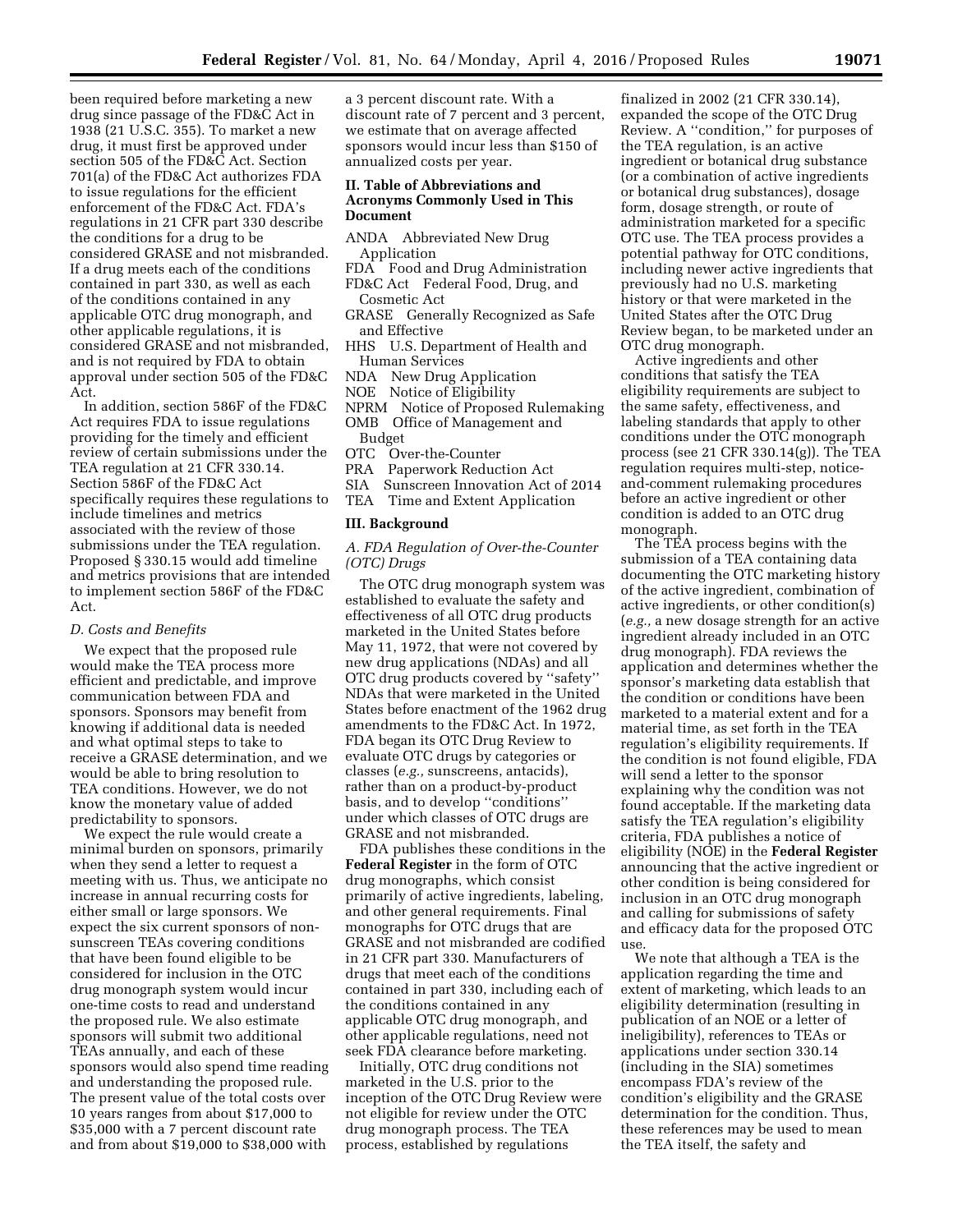been required before marketing a new drug since passage of the FD&C Act in 1938 (21 U.S.C. 355). To market a new drug, it must first be approved under section 505 of the FD&C Act. Section 701(a) of the FD&C Act authorizes FDA to issue regulations for the efficient enforcement of the FD&C Act. FDA's regulations in 21 CFR part 330 describe the conditions for a drug to be considered GRASE and not misbranded. If a drug meets each of the conditions contained in part 330, as well as each of the conditions contained in any applicable OTC drug monograph, and other applicable regulations, it is considered GRASE and not misbranded, and is not required by FDA to obtain approval under section 505 of the FD&C Act.

In addition, section 586F of the FD&C Act requires FDA to issue regulations providing for the timely and efficient review of certain submissions under the TEA regulation at 21 CFR 330.14. Section 586F of the FD&C Act specifically requires these regulations to include timelines and metrics associated with the review of those submissions under the TEA regulation. Proposed § 330.15 would add timeline and metrics provisions that are intended to implement section 586F of the FD&C Act.

### D. Costs and Benefits

We expect that the proposed rule would make the TEA process more efficient and predictable, and improve communication between FDA and sponsors. Sponsors may benefit from knowing if additional data is needed and what optimal steps to take to receive a GRASE determination, and we would be able to bring resolution to TEA conditions. However, we do not know the monetary value of added predictability to sponsors.

We expect the rule would create a minimal burden on sponsors, primarily when they send a letter to request a meeting with us. Thus, we anticipate no increase in annual recurring costs for either small or large sponsors. We expect the six current sponsors of non-sunscreen TEAs covering conditions that have been found eligible to be considered for inclusion in the OTC drug monograph system would incur one-time costs to read and understand the proposed rule. We also estimate sponsors will submit two additional TEAs annually, and each of these sponsors would also spend time reading and understanding the proposed rule. The present value of the total costs over 10 years ranges from about $17,000 to $35,000 with a 7 percent discount rate and from about $19,000 to $38,000 with a 3 percent discount rate. With a discount rate of 7 percent and 3 percent, we estimate that on average affected sponsors would incur less than $150 of annualized costs per year.

## II. Table of Abbreviations and Acronyms Commonly Used in This Document

ANDA Abbreviated New Drug Application
FDA Food and Drug Administration
FD&C Act Federal Food, Drug, and Cosmetic Act
GRASE Generally Recognized as Safe and Effective
HHS U.S. Department of Health and Human Services
NDA New Drug Application
NOE Notice of Eligibility
NPRM Notice of Proposed Rulemaking
OMB Office of Management and Budget
OTC Over-the-Counter
PRA Paperwork Reduction Act
SIA Sunscreen Innovation Act of 2014
TEA Time and Extent Application

## III. Background

### A. FDA Regulation of Over-the-Counter (OTC) Drugs

The OTC drug monograph system was established to evaluate the safety and effectiveness of all OTC drug products marketed in the United States before May 11, 1972, that were not covered by new drug applications (NDAs) and all OTC drug products covered by "safety" NDAs that were marketed in the United States before enactment of the 1962 drug amendments to the FD&C Act. In 1972, FDA began its OTC Drug Review to evaluate OTC drugs by categories or classes (*e.g.,* sunscreens, antacids), rather than on a product-by-product basis, and to develop "conditions" under which classes of OTC drugs are GRASE and not misbranded.

FDA publishes these conditions in the **Federal Register** in the form of OTC drug monographs, which consist primarily of active ingredients, labeling, and other general requirements. Final monographs for OTC drugs that are GRASE and not misbranded are codified in 21 CFR part 330. Manufacturers of drugs that meet each of the conditions contained in part 330, including each of the conditions contained in any applicable OTC drug monograph, and other applicable regulations, need not seek FDA clearance before marketing.

Initially, OTC drug conditions not marketed in the U.S. prior to the inception of the OTC Drug Review were not eligible for review under the OTC drug monograph process. The TEA process, established by regulations finalized in 2002 (21 CFR 330.14), expanded the scope of the OTC Drug Review. A "condition," for purposes of the TEA regulation, is an active ingredient or botanical drug substance (or a combination of active ingredients or botanical drug substances), dosage form, dosage strength, or route of administration marketed for a specific OTC use. The TEA process provides a potential pathway for OTC conditions, including newer active ingredients that previously had no U.S. marketing history or that were marketed in the United States after the OTC Drug Review began, to be marketed under an OTC drug monograph.

Active ingredients and other conditions that satisfy the TEA eligibility requirements are subject to the same safety, effectiveness, and labeling standards that apply to other conditions under the OTC monograph process (see 21 CFR 330.14(g)). The TEA regulation requires multi-step, notice-and-comment rulemaking procedures before an active ingredient or other condition is added to an OTC drug monograph.

The TEA process begins with the submission of a TEA containing data documenting the OTC marketing history of the active ingredient, combination of active ingredients, or other condition(s) (*e.g.,* a new dosage strength for an active ingredient already included in an OTC drug monograph). FDA reviews the application and determines whether the sponsor's marketing data establish that the condition or conditions have been marketed to a material extent and for a material time, as set forth in the TEA regulation's eligibility requirements. If the condition is not found eligible, FDA will send a letter to the sponsor explaining why the condition was not found acceptable. If the marketing data satisfy the TEA regulation's eligibility criteria, FDA publishes a notice of eligibility (NOE) in the **Federal Register** announcing that the active ingredient or other condition is being considered for inclusion in an OTC drug monograph and calling for submissions of safety and efficacy data for the proposed OTC use.

We note that although a TEA is the application regarding the time and extent of marketing, which leads to an eligibility determination (resulting in publication of an NOE or a letter of ineligibility), references to TEAs or applications under section 330.14 (including in the SIA) sometimes encompass FDA's review of the condition's eligibility and the GRASE determination for the condition. Thus, these references may be used to mean the TEA itself, the safety and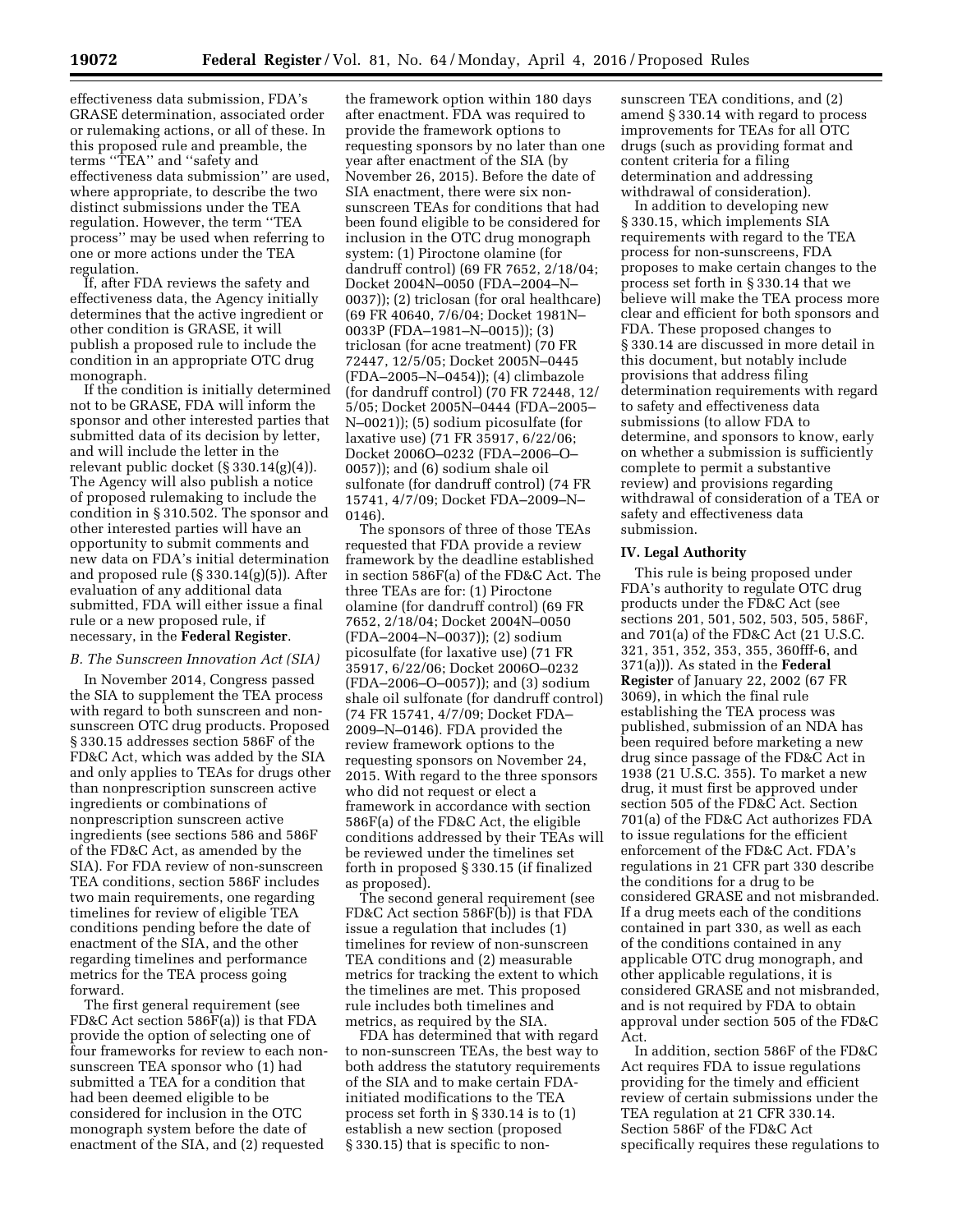effectiveness data submission, FDA's GRASE determination, associated order or rulemaking actions, or all of these. In this proposed rule and preamble, the terms ''TEA'' and ''safety and effectiveness data submission'' are used, where appropriate, to describe the two distinct submissions under the TEA regulation. However, the term ''TEA process'' may be used when referring to one or more actions under the TEA regulation.

If, after FDA reviews the safety and effectiveness data, the Agency initially determines that the active ingredient or other condition is GRASE, it will publish a proposed rule to include the condition in an appropriate OTC drug monograph.

If the condition is initially determined not to be GRASE, FDA will inform the sponsor and other interested parties that submitted data of its decision by letter, and will include the letter in the relevant public docket (§ 330.14(g)(4)). The Agency will also publish a notice of proposed rulemaking to include the condition in § 310.502. The sponsor and other interested parties will have an opportunity to submit comments and new data on FDA's initial determination and proposed rule (§ 330.14(g)(5)). After evaluation of any additional data submitted, FDA will either issue a final rule or a new proposed rule, if necessary, in the **Federal Register**.

### B. The Sunscreen Innovation Act (SIA)

In November 2014, Congress passed the SIA to supplement the TEA process with regard to both sunscreen and non-sunscreen OTC drug products. Proposed § 330.15 addresses section 586F of the FD&C Act, which was added by the SIA and only applies to TEAs for drugs other than nonprescription sunscreen active ingredients or combinations of nonprescription sunscreen active ingredients (see sections 586 and 586F of the FD&C Act, as amended by the SIA). For FDA review of non-sunscreen TEA conditions, section 586F includes two main requirements, one regarding timelines for review of eligible TEA conditions pending before the date of enactment of the SIA, and the other regarding timelines and performance metrics for the TEA process going forward.

The first general requirement (see FD&C Act section 586F(a)) is that FDA provide the option of selecting one of four frameworks for review to each non-sunscreen TEA sponsor who (1) had submitted a TEA for a condition that had been deemed eligible to be considered for inclusion in the OTC monograph system before the date of enactment of the SIA, and (2) requested the framework option within 180 days after enactment. FDA was required to provide the framework options to requesting sponsors by no later than one year after enactment of the SIA (by November 26, 2015). Before the date of SIA enactment, there were six non-sunscreen TEAs for conditions that had been found eligible to be considered for inclusion in the OTC drug monograph system: (1) Piroctone olamine (for dandruff control) (69 FR 7652, 2/18/04; Docket 2004N–0050 (FDA–2004–N–0037)); (2) triclosan (for oral healthcare) (69 FR 40640, 7/6/04; Docket 1981N–0033P (FDA–1981–N–0015)); (3) triclosan (for acne treatment) (70 FR 72447, 12/5/05; Docket 2005N–0445 (FDA–2005–N–0454)); (4) climbazole (for dandruff control) (70 FR 72448, 12/5/05; Docket 2005N–0444 (FDA–2005–N–0021)); (5) sodium picosulfate (for laxative use) (71 FR 35917, 6/22/06; Docket 2006O–0232 (FDA–2006–O–0057)); and (6) sodium shale oil sulfonate (for dandruff control) (74 FR 15741, 4/7/09; Docket FDA–2009–N–0146).

The sponsors of three of those TEAs requested that FDA provide a review framework by the deadline established in section 586F(a) of the FD&C Act. The three TEAs are for: (1) Piroctone olamine (for dandruff control) (69 FR 7652, 2/18/04; Docket 2004N–0050 (FDA–2004–N–0037)); (2) sodium picosulfate (for laxative use) (71 FR 35917, 6/22/06; Docket 2006O–0232 (FDA–2006–O–0057)); and (3) sodium shale oil sulfonate (for dandruff control) (74 FR 15741, 4/7/09; Docket FDA–2009–N–0146). FDA provided the review framework options to the requesting sponsors on November 24, 2015. With regard to the three sponsors who did not request or elect a framework in accordance with section 586F(a) of the FD&C Act, the eligible conditions addressed by their TEAs will be reviewed under the timelines set forth in proposed § 330.15 (if finalized as proposed).

The second general requirement (see FD&C Act section 586F(b)) is that FDA issue a regulation that includes (1) timelines for review of non-sunscreen TEA conditions and (2) measurable metrics for tracking the extent to which the timelines are met. This proposed rule includes both timelines and metrics, as required by the SIA.

FDA has determined that with regard to non-sunscreen TEAs, the best way to both address the statutory requirements of the SIA and to make certain FDA-initiated modifications to the TEA process set forth in § 330.14 is to (1) establish a new section (proposed § 330.15) that is specific to non-sunscreen TEA conditions, and (2) amend § 330.14 with regard to process improvements for TEAs for all OTC drugs (such as providing format and content criteria for a filing determination and addressing withdrawal of consideration).

In addition to developing new § 330.15, which implements SIA requirements with regard to the TEA process for non-sunscreens, FDA proposes to make certain changes to the process set forth in § 330.14 that we believe will make the TEA process more clear and efficient for both sponsors and FDA. These proposed changes to § 330.14 are discussed in more detail in this document, but notably include provisions that address filing determination requirements with regard to safety and effectiveness data submissions (to allow FDA to determine, and sponsors to know, early on whether a submission is sufficiently complete to permit a substantive review) and provisions regarding withdrawal of consideration of a TEA or safety and effectiveness data submission.

## IV. Legal Authority

This rule is being proposed under FDA's authority to regulate OTC drug products under the FD&C Act (see sections 201, 501, 502, 503, 505, 586F, and 701(a) of the FD&C Act (21 U.S.C. 321, 351, 352, 353, 355, 360fff-6, and 371(a))). As stated in the **Federal Register** of January 22, 2002 (67 FR 3069), in which the final rule establishing the TEA process was published, submission of an NDA has been required before marketing a new drug since passage of the FD&C Act in 1938 (21 U.S.C. 355). To market a new drug, it must first be approved under section 505 of the FD&C Act. Section 701(a) of the FD&C Act authorizes FDA to issue regulations for the efficient enforcement of the FD&C Act. FDA's regulations in 21 CFR part 330 describe the conditions for a drug to be considered GRASE and not misbranded. If a drug meets each of the conditions contained in part 330, as well as each of the conditions contained in any applicable OTC drug monograph, and other applicable regulations, it is considered GRASE and not misbranded, and is not required by FDA to obtain approval under section 505 of the FD&C Act.

In addition, section 586F of the FD&C Act requires FDA to issue regulations providing for the timely and efficient review of certain submissions under the TEA regulation at 21 CFR 330.14. Section 586F of the FD&C Act specifically requires these regulations to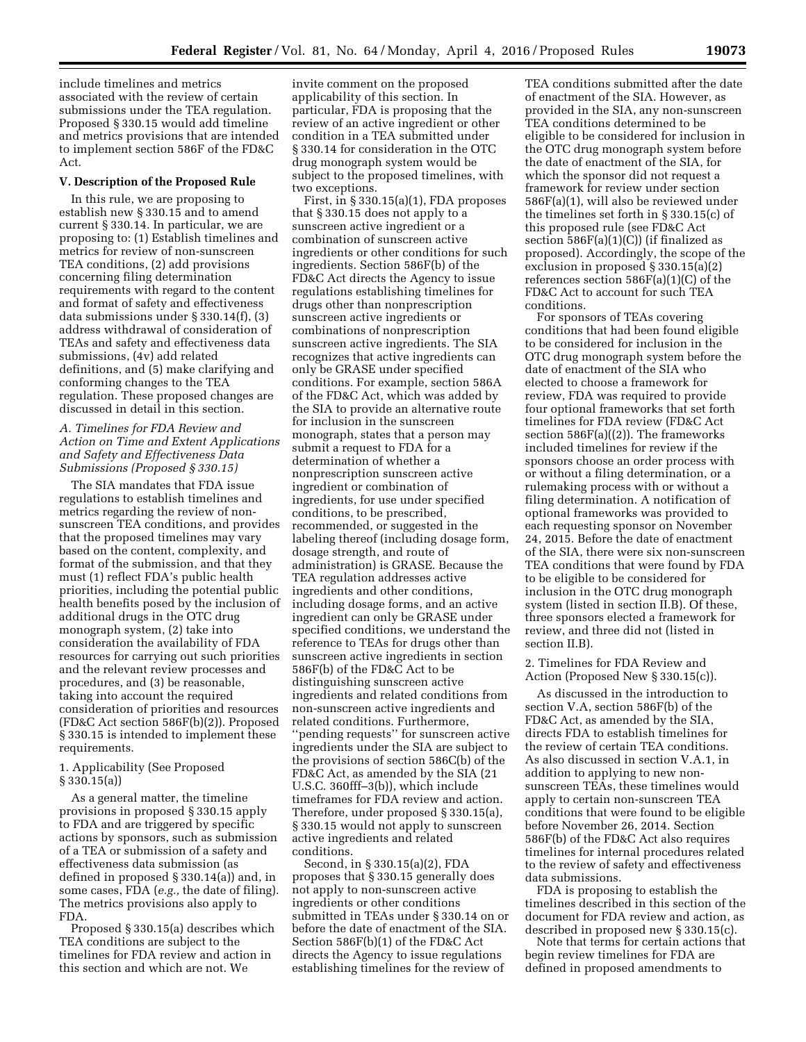include timelines and metrics associated with the review of certain submissions under the TEA regulation. Proposed § 330.15 would add timeline and metrics provisions that are intended to implement section 586F of the FD&C Act.

## V. Description of the Proposed Rule

In this rule, we are proposing to establish new § 330.15 and to amend current § 330.14. In particular, we are proposing to: (1) Establish timelines and metrics for review of non-sunscreen TEA conditions, (2) add provisions concerning filing determination requirements with regard to the content and format of safety and effectiveness data submissions under § 330.14(f), (3) address withdrawal of consideration of TEAs and safety and effectiveness data submissions, (4v) add related definitions, and (5) make clarifying and conforming changes to the TEA regulation. These proposed changes are discussed in detail in this section.

### *A. Timelines for FDA Review and Action on Time and Extent Applications and Safety and Effectiveness Data Submissions (Proposed § 330.15)*

The SIA mandates that FDA issue regulations to establish timelines and metrics regarding the review of non-sunscreen TEA conditions, and provides that the proposed timelines may vary based on the content, complexity, and format of the submission, and that they must (1) reflect FDA's public health priorities, including the potential public health benefits posed by the inclusion of additional drugs in the OTC drug monograph system, (2) take into consideration the availability of FDA resources for carrying out such priorities and the relevant review processes and procedures, and (3) be reasonable, taking into account the required consideration of priorities and resources (FD&C Act section 586F(b)(2)). Proposed § 330.15 is intended to implement these requirements.

1. Applicability (See Proposed § 330.15(a))

As a general matter, the timeline provisions in proposed § 330.15 apply to FDA and are triggered by specific actions by sponsors, such as submission of a TEA or submission of a safety and effectiveness data submission (as defined in proposed § 330.14(a)) and, in some cases, FDA (*e.g.,* the date of filing). The metrics provisions also apply to FDA.

Proposed § 330.15(a) describes which TEA conditions are subject to the timelines for FDA review and action in this section and which are not. We invite comment on the proposed applicability of this section. In particular, FDA is proposing that the review of an active ingredient or other condition in a TEA submitted under § 330.14 for consideration in the OTC drug monograph system would be subject to the proposed timelines, with two exceptions.

First, in § 330.15(a)(1), FDA proposes that § 330.15 does not apply to a sunscreen active ingredient or a combination of sunscreen active ingredients or other conditions for such ingredients. Section 586F(b) of the FD&C Act directs the Agency to issue regulations establishing timelines for drugs other than nonprescription sunscreen active ingredients or combinations of nonprescription sunscreen active ingredients. The SIA recognizes that active ingredients can only be GRASE under specified conditions. For example, section 586A of the FD&C Act, which was added by the SIA to provide an alternative route for inclusion in the sunscreen monograph, states that a person may submit a request to FDA for a determination of whether a nonprescription sunscreen active ingredient or combination of ingredients, for use under specified conditions, to be prescribed, recommended, or suggested in the labeling thereof (including dosage form, dosage strength, and route of administration) is GRASE. Because the TEA regulation addresses active ingredients and other conditions, including dosage forms, and an active ingredient can only be GRASE under specified conditions, we understand the reference to TEAs for drugs other than sunscreen active ingredients in section 586F(b) of the FD&C Act to be distinguishing sunscreen active ingredients and related conditions from non-sunscreen active ingredients and related conditions. Furthermore, ''pending requests'' for sunscreen active ingredients under the SIA are subject to the provisions of section 586C(b) of the FD&C Act, as amended by the SIA (21 U.S.C. 360fff–3(b)), which include timeframes for FDA review and action. Therefore, under proposed § 330.15(a), § 330.15 would not apply to sunscreen active ingredients and related conditions.

Second, in § 330.15(a)(2), FDA proposes that § 330.15 generally does not apply to non-sunscreen active ingredients or other conditions submitted in TEAs under § 330.14 on or before the date of enactment of the SIA. Section 586F(b)(1) of the FD&C Act directs the Agency to issue regulations establishing timelines for the review of TEA conditions submitted after the date of enactment of the SIA. However, as provided in the SIA, any non-sunscreen TEA conditions determined to be eligible to be considered for inclusion in the OTC drug monograph system before the date of enactment of the SIA, for which the sponsor did not request a framework for review under section 586F(a)(1), will also be reviewed under the timelines set forth in § 330.15(c) of this proposed rule (see FD&C Act section 586F(a)(1)(C)) (if finalized as proposed). Accordingly, the scope of the exclusion in proposed § 330.15(a)(2) references section 586F(a)(1)(C) of the FD&C Act to account for such TEA conditions.

For sponsors of TEAs covering conditions that had been found eligible to be considered for inclusion in the OTC drug monograph system before the date of enactment of the SIA who elected to choose a framework for review, FDA was required to provide four optional frameworks that set forth timelines for FDA review (FD&C Act section 586F(a)((2)). The frameworks included timelines for review if the sponsors choose an order process with or without a filing determination, or a rulemaking process with or without a filing determination. A notification of optional frameworks was provided to each requesting sponsor on November 24, 2015. Before the date of enactment of the SIA, there were six non-sunscreen TEA conditions that were found by FDA to be eligible to be considered for inclusion in the OTC drug monograph system (listed in section II.B). Of these, three sponsors elected a framework for review, and three did not (listed in section II.B).

2. Timelines for FDA Review and Action (Proposed New § 330.15(c)).

As discussed in the introduction to section V.A, section 586F(b) of the FD&C Act, as amended by the SIA, directs FDA to establish timelines for the review of certain TEA conditions. As also discussed in section V.A.1, in addition to applying to new non-sunscreen TEAs, these timelines would apply to certain non-sunscreen TEA conditions that were found to be eligible before November 26, 2014. Section 586F(b) of the FD&C Act also requires timelines for internal procedures related to the review of safety and effectiveness data submissions.

FDA is proposing to establish the timelines described in this section of the document for FDA review and action, as described in proposed new § 330.15(c).

Note that terms for certain actions that begin review timelines for FDA are defined in proposed amendments to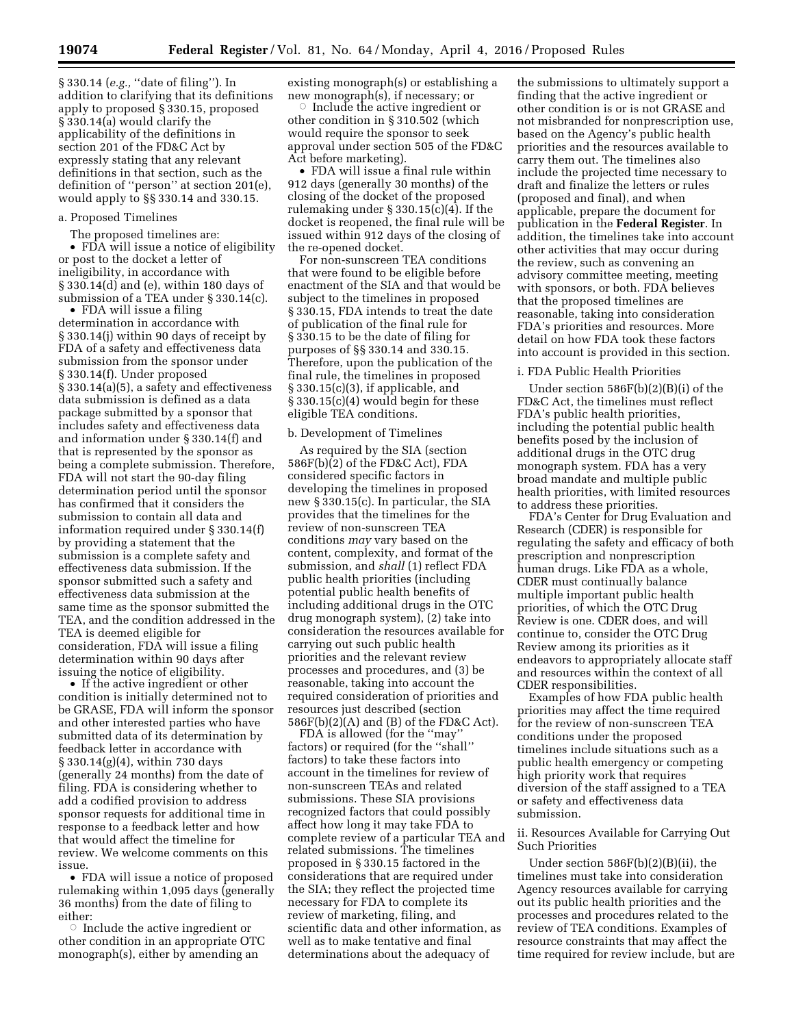§ 330.14 (*e.g.,* ''date of filing''). In addition to clarifying that its definitions apply to proposed § 330.15, proposed § 330.14(a) would clarify the applicability of the definitions in section 201 of the FD&C Act by expressly stating that any relevant definitions in that section, such as the definition of ''person'' at section 201(e), would apply to §§ 330.14 and 330.15.

a. Proposed Timelines

The proposed timelines are:

- FDA will issue a notice of eligibility or post to the docket a letter of ineligibility, in accordance with § 330.14(d) and (e), within 180 days of submission of a TEA under § 330.14(c).
- FDA will issue a filing determination in accordance with § 330.14(j) within 90 days of receipt by FDA of a safety and effectiveness data submission from the sponsor under § 330.14(f). Under proposed § 330.14(a)(5), a safety and effectiveness data submission is defined as a data package submitted by a sponsor that includes safety and effectiveness data and information under § 330.14(f) and that is represented by the sponsor as being a complete submission. Therefore, FDA will not start the 90-day filing determination period until the sponsor has confirmed that it considers the submission to contain all data and information required under § 330.14(f) by providing a statement that the submission is a complete safety and effectiveness data submission. If the sponsor submitted such a safety and effectiveness data submission at the same time as the sponsor submitted the TEA, and the condition addressed in the TEA is deemed eligible for consideration, FDA will issue a filing determination within 90 days after issuing the notice of eligibility.
- If the active ingredient or other condition is initially determined not to be GRASE, FDA will inform the sponsor and other interested parties who have submitted data of its determination by feedback letter in accordance with § 330.14(g)(4), within 730 days (generally 24 months) from the date of filing. FDA is considering whether to add a codified provision to address sponsor requests for additional time in response to a feedback letter and how that would affect the timeline for review. We welcome comments on this issue.
- FDA will issue a notice of proposed rulemaking within 1,095 days (generally 36 months) from the date of filing to either:
  - Include the active ingredient or other condition in an appropriate OTC monograph(s), either by amending an existing monograph(s) or establishing a new monograph(s), if necessary; or
  - Include the active ingredient or other condition in § 310.502 (which would require the sponsor to seek approval under section 505 of the FD&C Act before marketing).
- FDA will issue a final rule within 912 days (generally 30 months) of the closing of the docket of the proposed rulemaking under § 330.15(c)(4). If the docket is reopened, the final rule will be issued within 912 days of the closing of the re-opened docket.

For non-sunscreen TEA conditions that were found to be eligible before enactment of the SIA and that would be subject to the timelines in proposed § 330.15, FDA intends to treat the date of publication of the final rule for § 330.15 to be the date of filing for purposes of §§ 330.14 and 330.15. Therefore, upon the publication of the final rule, the timelines in proposed § 330.15(c)(3), if applicable, and § 330.15(c)(4) would begin for these eligible TEA conditions.

b. Development of Timelines

As required by the SIA (section 586F(b)(2) of the FD&C Act), FDA considered specific factors in developing the timelines in proposed new § 330.15(c). In particular, the SIA provides that the timelines for the review of non-sunscreen TEA conditions *may* vary based on the content, complexity, and format of the submission, and *shall* (1) reflect FDA public health priorities (including potential public health benefits of including additional drugs in the OTC drug monograph system), (2) take into consideration the resources available for carrying out such public health priorities and the relevant review processes and procedures, and (3) be reasonable, taking into account the required consideration of priorities and resources just described (section 586F(b)(2)(A) and (B) of the FD&C Act).

FDA is allowed (for the ''may'' factors) or required (for the ''shall'' factors) to take these factors into account in the timelines for review of non-sunscreen TEAs and related submissions. These SIA provisions recognized factors that could possibly affect how long it may take FDA to complete review of a particular TEA and related submissions. The timelines proposed in § 330.15 factored in the considerations that are required under the SIA; they reflect the projected time necessary for FDA to complete its review of marketing, filing, and scientific data and other information, as well as to make tentative and final determinations about the adequacy of the submissions to ultimately support a finding that the active ingredient or other condition is or is not GRASE and not misbranded for nonprescription use, based on the Agency's public health priorities and the resources available to carry them out. The timelines also include the projected time necessary to draft and finalize the letters or rules (proposed and final), and when applicable, prepare the document for publication in the **Federal Register**. In addition, the timelines take into account other activities that may occur during the review, such as convening an advisory committee meeting, meeting with sponsors, or both. FDA believes that the proposed timelines are reasonable, taking into consideration FDA's priorities and resources. More detail on how FDA took these factors into account is provided in this section.

i. FDA Public Health Priorities

Under section 586F(b)(2)(B)(i) of the FD&C Act, the timelines must reflect FDA's public health priorities, including the potential public health benefits posed by the inclusion of additional drugs in the OTC drug monograph system. FDA has a very broad mandate and multiple public health priorities, with limited resources to address these priorities.

FDA's Center for Drug Evaluation and Research (CDER) is responsible for regulating the safety and efficacy of both prescription and nonprescription human drugs. Like FDA as a whole, CDER must continually balance multiple important public health priorities, of which the OTC Drug Review is one. CDER does, and will continue to, consider the OTC Drug Review among its priorities as it endeavors to appropriately allocate staff and resources within the context of all CDER responsibilities.

Examples of how FDA public health priorities may affect the time required for the review of non-sunscreen TEA conditions under the proposed timelines include situations such as a public health emergency or competing high priority work that requires diversion of the staff assigned to a TEA or safety and effectiveness data submission.

ii. Resources Available for Carrying Out Such Priorities

Under section 586F(b)(2)(B)(ii), the timelines must take into consideration Agency resources available for carrying out its public health priorities and the processes and procedures related to the review of TEA conditions. Examples of resource constraints that may affect the time required for review include, but are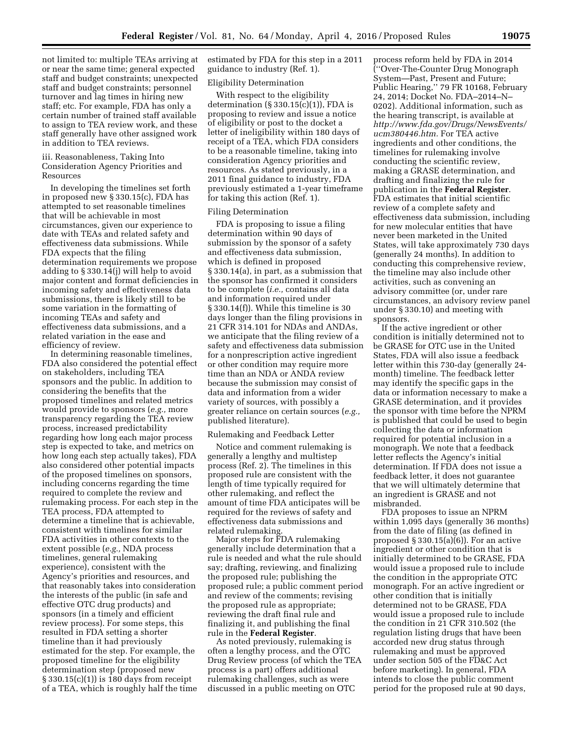not limited to: multiple TEAs arriving at or near the same time; general expected staff and budget constraints; unexpected staff and budget constraints; personnel turnover and lag times in hiring new staff; etc. For example, FDA has only a certain number of trained staff available to assign to TEA review work, and these staff generally have other assigned work in addition to TEA reviews.

iii. Reasonableness, Taking Into Consideration Agency Priorities and Resources

In developing the timelines set forth in proposed new § 330.15(c), FDA has attempted to set reasonable timelines that will be achievable in most circumstances, given our experience to date with TEAs and related safety and effectiveness data submissions. While FDA expects that the filing determination requirements we propose adding to § 330.14(j) will help to avoid major content and format deficiencies in incoming safety and effectiveness data submissions, there is likely still to be some variation in the formatting of incoming TEAs and safety and effectiveness data submissions, and a related variation in the ease and efficiency of review.

In determining reasonable timelines, FDA also considered the potential effect on stakeholders, including TEA sponsors and the public. In addition to considering the benefits that the proposed timelines and related metrics would provide to sponsors (*e.g.,* more transparency regarding the TEA review process, increased predictability regarding how long each major process step is expected to take, and metrics on how long each step actually takes), FDA also considered other potential impacts of the proposed timelines on sponsors, including concerns regarding the time required to complete the review and rulemaking process. For each step in the TEA process, FDA attempted to determine a timeline that is achievable, consistent with timelines for similar FDA activities in other contexts to the extent possible (*e.g.,* NDA process timelines, general rulemaking experience), consistent with the Agency's priorities and resources, and that reasonably takes into consideration the interests of the public (in safe and effective OTC drug products) and sponsors (in a timely and efficient review process). For some steps, this resulted in FDA setting a shorter timeline than it had previously estimated for the step. For example, the proposed timeline for the eligibility determination step (proposed new § 330.15(c)(1)) is 180 days from receipt of a TEA, which is roughly half the time estimated by FDA for this step in a 2011 guidance to industry (Ref. 1).

Eligibility Determination

With respect to the eligibility determination (§ 330.15(c)(1)), FDA is proposing to review and issue a notice of eligibility or post to the docket a letter of ineligibility within 180 days of receipt of a TEA, which FDA considers to be a reasonable timeline, taking into consideration Agency priorities and resources. As stated previously, in a 2011 final guidance to industry, FDA previously estimated a 1-year timeframe for taking this action (Ref. 1).

Filing Determination

FDA is proposing to issue a filing determination within 90 days of submission by the sponsor of a safety and effectiveness data submission, which is defined in proposed § 330.14(a), in part, as a submission that the sponsor has confirmed it considers to be complete (*i.e.,* contains all data and information required under § 330.14(f)). While this timeline is 30 days longer than the filing provisions in 21 CFR 314.101 for NDAs and ANDAs, we anticipate that the filing review of a safety and effectiveness data submission for a nonprescription active ingredient or other condition may require more time than an NDA or ANDA review because the submission may consist of data and information from a wider variety of sources, with possibly a greater reliance on certain sources (*e.g.,* published literature).

Rulemaking and Feedback Letter

Notice and comment rulemaking is generally a lengthy and multistep process (Ref. 2). The timelines in this proposed rule are consistent with the length of time typically required for other rulemaking, and reflect the amount of time FDA anticipates will be required for the reviews of safety and effectiveness data submissions and related rulemaking.

Major steps for FDA rulemaking generally include determination that a rule is needed and what the rule should say; drafting, reviewing, and finalizing the proposed rule; publishing the proposed rule; a public comment period and review of the comments; revising the proposed rule as appropriate; reviewing the draft final rule and finalizing it, and publishing the final rule in the **Federal Register**.

As noted previously, rulemaking is often a lengthy process, and the OTC Drug Review process (of which the TEA process is a part) offers additional rulemaking challenges, such as were discussed in a public meeting on OTC process reform held by FDA in 2014 (''Over-The-Counter Drug Monograph System—Past, Present and Future; Public Hearing,'' 79 FR 10168, February 24, 2014; Docket No. FDA–2014–N–0202). Additional information, such as the hearing transcript, is available at *http://www.fda.gov/Drugs/NewsEvents/ucm380446.htm.* For TEA active ingredients and other conditions, the timelines for rulemaking involve conducting the scientific review, making a GRASE determination, and drafting and finalizing the rule for publication in the **Federal Register**. FDA estimates that initial scientific review of a complete safety and effectiveness data submission, including for new molecular entities that have never been marketed in the United States, will take approximately 730 days (generally 24 months). In addition to conducting this comprehensive review, the timeline may also include other activities, such as convening an advisory committee (or, under rare circumstances, an advisory review panel under § 330.10) and meeting with sponsors.

If the active ingredient or other condition is initially determined not to be GRASE for OTC use in the United States, FDA will also issue a feedback letter within this 730-day (generally 24-month) timeline. The feedback letter may identify the specific gaps in the data or information necessary to make a GRASE determination, and it provides the sponsor with time before the NPRM is published that could be used to begin collecting the data or information required for potential inclusion in a monograph. We note that a feedback letter reflects the Agency's initial determination. If FDA does not issue a feedback letter, it does not guarantee that we will ultimately determine that an ingredient is GRASE and not misbranded.

FDA proposes to issue an NPRM within 1,095 days (generally 36 months) from the date of filing (as defined in proposed § 330.15(a)(6)). For an active ingredient or other condition that is initially determined to be GRASE, FDA would issue a proposed rule to include the condition in the appropriate OTC monograph. For an active ingredient or other condition that is initially determined not to be GRASE, FDA would issue a proposed rule to include the condition in 21 CFR 310.502 (the regulation listing drugs that have been accorded new drug status through rulemaking and must be approved under section 505 of the FD&C Act before marketing). In general, FDA intends to close the public comment period for the proposed rule at 90 days,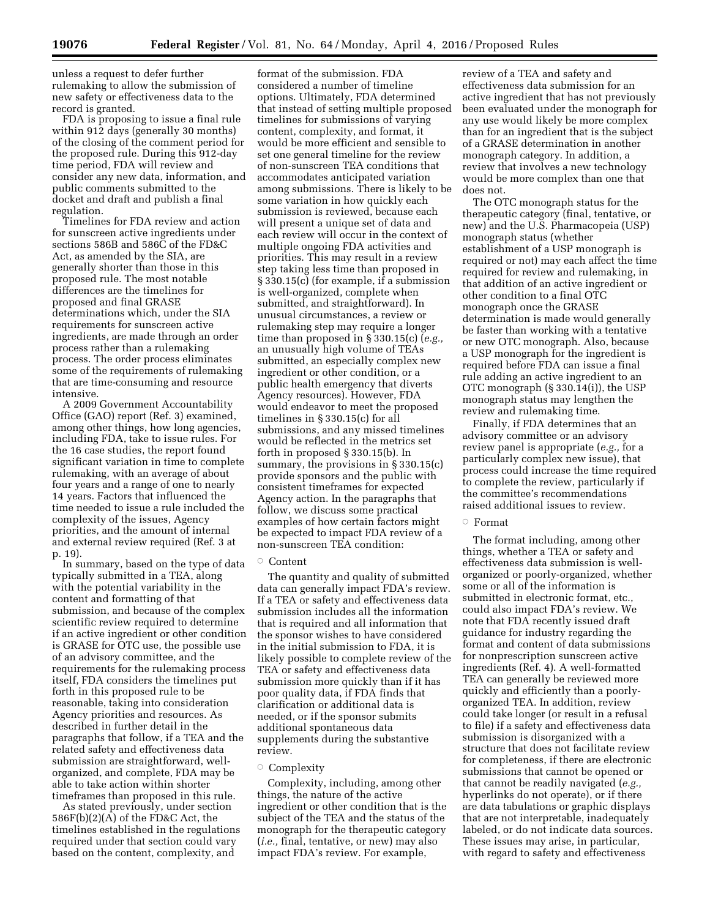unless a request to defer further rulemaking to allow the submission of new safety or effectiveness data to the record is granted.

FDA is proposing to issue a final rule within 912 days (generally 30 months) of the closing of the comment period for the proposed rule. During this 912-day time period, FDA will review and consider any new data, information, and public comments submitted to the docket and draft and publish a final regulation.

Timelines for FDA review and action for sunscreen active ingredients under sections 586B and 586C of the FD&C Act, as amended by the SIA, are generally shorter than those in this proposed rule. The most notable differences are the timelines for proposed and final GRASE determinations which, under the SIA requirements for sunscreen active ingredients, are made through an order process rather than a rulemaking process. The order process eliminates some of the requirements of rulemaking that are time-consuming and resource intensive.

A 2009 Government Accountability Office (GAO) report (Ref. 3) examined, among other things, how long agencies, including FDA, take to issue rules. For the 16 case studies, the report found significant variation in time to complete rulemaking, with an average of about four years and a range of one to nearly 14 years. Factors that influenced the time needed to issue a rule included the complexity of the issues, Agency priorities, and the amount of internal and external review required (Ref. 3 at p. 19).

In summary, based on the type of data typically submitted in a TEA, along with the potential variability in the content and formatting of that submission, and because of the complex scientific review required to determine if an active ingredient or other condition is GRASE for OTC use, the possible use of an advisory committee, and the requirements for the rulemaking process itself, FDA considers the timelines put forth in this proposed rule to be reasonable, taking into consideration Agency priorities and resources. As described in further detail in the paragraphs that follow, if a TEA and the related safety and effectiveness data submission are straightforward, well-organized, and complete, FDA may be able to take action within shorter timeframes than proposed in this rule.

As stated previously, under section 586F(b)(2)(A) of the FD&C Act, the timelines established in the regulations required under that section could vary based on the content, complexity, and format of the submission. FDA considered a number of timeline options. Ultimately, FDA determined that instead of setting multiple proposed timelines for submissions of varying content, complexity, and format, it would be more efficient and sensible to set one general timeline for the review of non-sunscreen TEA conditions that accommodates anticipated variation among submissions. There is likely to be some variation in how quickly each submission is reviewed, because each will present a unique set of data and each review will occur in the context of multiple ongoing FDA activities and priorities. This may result in a review step taking less time than proposed in § 330.15(c) (for example, if a submission is well-organized, complete when submitted, and straightforward). In unusual circumstances, a review or rulemaking step may require a longer time than proposed in § 330.15(c) (*e.g.,* an unusually high volume of TEAs submitted, an especially complex new ingredient or other condition, or a public health emergency that diverts Agency resources). However, FDA would endeavor to meet the proposed timelines in § 330.15(c) for all submissions, and any missed timelines would be reflected in the metrics set forth in proposed § 330.15(b). In summary, the provisions in § 330.15(c) provide sponsors and the public with consistent timeframes for expected Agency action. In the paragraphs that follow, we discuss some practical examples of how certain factors might be expected to impact FDA review of a non-sunscreen TEA condition:

◦ Content

The quantity and quality of submitted data can generally impact FDA's review. If a TEA or safety and effectiveness data submission includes all the information that is required and all information that the sponsor wishes to have considered in the initial submission to FDA, it is likely possible to complete review of the TEA or safety and effectiveness data submission more quickly than if it has poor quality data, if FDA finds that clarification or additional data is needed, or if the sponsor submits additional spontaneous data supplements during the substantive review.

◦ Complexity

Complexity, including, among other things, the nature of the active ingredient or other condition that is the subject of the TEA and the status of the monograph for the therapeutic category (*i.e.,* final, tentative, or new) may also impact FDA's review. For example, review of a TEA and safety and effectiveness data submission for an active ingredient that has not previously been evaluated under the monograph for any use would likely be more complex than for an ingredient that is the subject of a GRASE determination in another monograph category. In addition, a review that involves a new technology would be more complex than one that does not.

The OTC monograph status for the therapeutic category (final, tentative, or new) and the U.S. Pharmacopeia (USP) monograph status (whether establishment of a USP monograph is required or not) may each affect the time required for review and rulemaking, in that addition of an active ingredient or other condition to a final OTC monograph once the GRASE determination is made would generally be faster than working with a tentative or new OTC monograph. Also, because a USP monograph for the ingredient is required before FDA can issue a final rule adding an active ingredient to an OTC monograph (§ 330.14(i)), the USP monograph status may lengthen the review and rulemaking time.

Finally, if FDA determines that an advisory committee or an advisory review panel is appropriate (*e.g.,* for a particularly complex new issue), that process could increase the time required to complete the review, particularly if the committee's recommendations raised additional issues to review.

◦ Format

The format including, among other things, whether a TEA or safety and effectiveness data submission is well-organized or poorly-organized, whether some or all of the information is submitted in electronic format, etc., could also impact FDA's review. We note that FDA recently issued draft guidance for industry regarding the format and content of data submissions for nonprescription sunscreen active ingredients (Ref. 4). A well-formatted TEA can generally be reviewed more quickly and efficiently than a poorly-organized TEA. In addition, review could take longer (or result in a refusal to file) if a safety and effectiveness data submission is disorganized with a structure that does not facilitate review for completeness, if there are electronic submissions that cannot be opened or that cannot be readily navigated (*e.g.,* hyperlinks do not operate), or if there are data tabulations or graphic displays that are not interpretable, inadequately labeled, or do not indicate data sources. These issues may arise, in particular, with regard to safety and effectiveness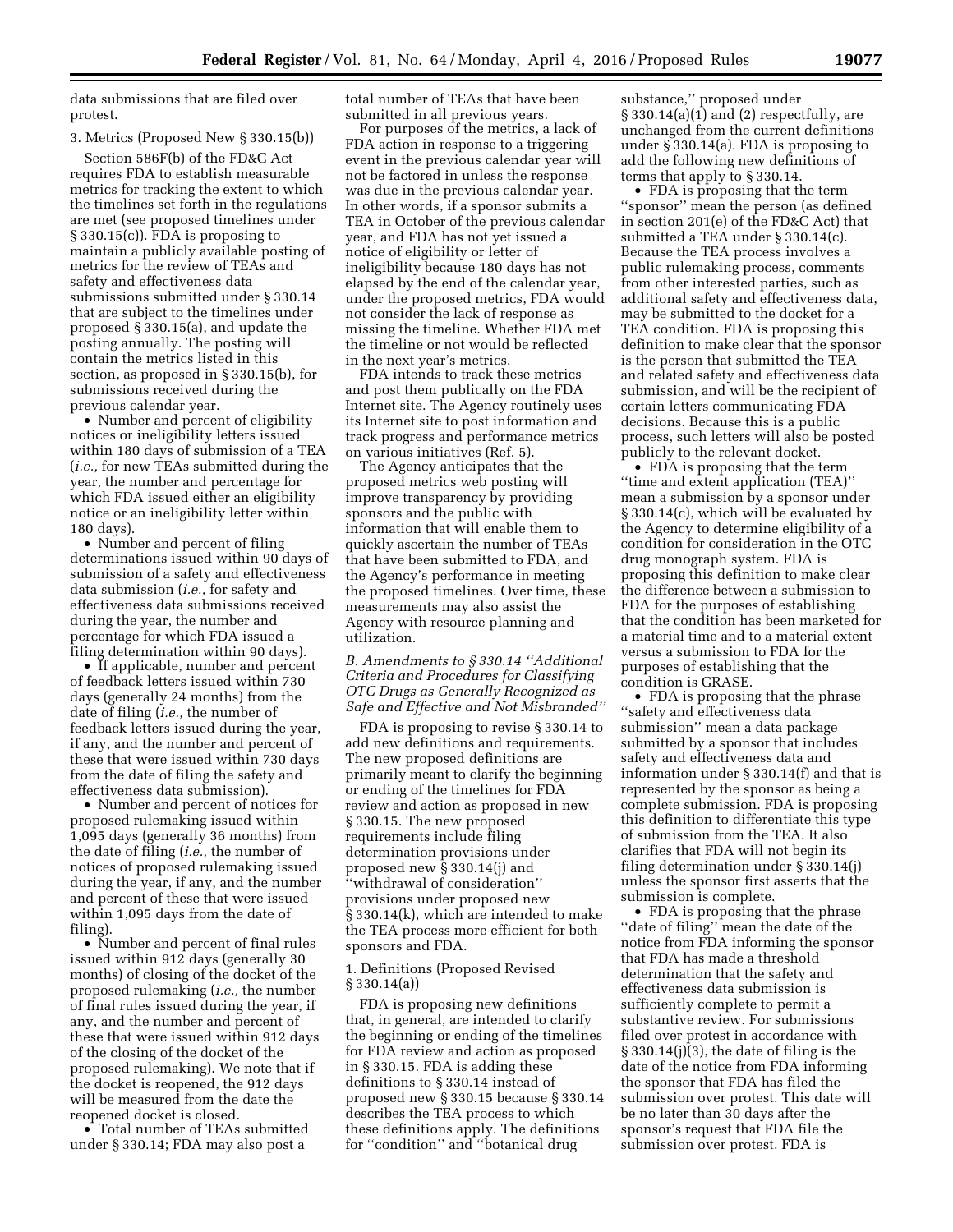data submissions that are filed over protest.

3. Metrics (Proposed New § 330.15(b))

Section 586F(b) of the FD&C Act requires FDA to establish measurable metrics for tracking the extent to which the timelines set forth in the regulations are met (see proposed timelines under § 330.15(c)). FDA is proposing to maintain a publicly available posting of metrics for the review of TEAs and safety and effectiveness data submissions submitted under § 330.14 that are subject to the timelines under proposed § 330.15(a), and update the posting annually. The posting will contain the metrics listed in this section, as proposed in § 330.15(b), for submissions received during the previous calendar year.

- Number and percent of eligibility notices or ineligibility letters issued within 180 days of submission of a TEA (*i.e.,* for new TEAs submitted during the year, the number and percentage for which FDA issued either an eligibility notice or an ineligibility letter within 180 days).
- Number and percent of filing determinations issued within 90 days of submission of a safety and effectiveness data submission (*i.e.,* for safety and effectiveness data submissions received during the year, the number and percentage for which FDA issued a filing determination within 90 days).
- If applicable, number and percent of feedback letters issued within 730 days (generally 24 months) from the date of filing (*i.e.,* the number of feedback letters issued during the year, if any, and the number and percent of these that were issued within 730 days from the date of filing the safety and effectiveness data submission).
- Number and percent of notices for proposed rulemaking issued within 1,095 days (generally 36 months) from the date of filing (*i.e.,* the number of notices of proposed rulemaking issued during the year, if any, and the number and percent of these that were issued within 1,095 days from the date of filing).
- Number and percent of final rules issued within 912 days (generally 30 months) of closing of the docket of the proposed rulemaking (*i.e.,* the number of final rules issued during the year, if any, and the number and percent of these that were issued within 912 days of the closing of the docket of the proposed rulemaking). We note that if the docket is reopened, the 912 days will be measured from the date the reopened docket is closed.
- Total number of TEAs submitted under § 330.14; FDA may also post a total number of TEAs that have been submitted in all previous years.

For purposes of the metrics, a lack of FDA action in response to a triggering event in the previous calendar year will not be factored in unless the response was due in the previous calendar year. In other words, if a sponsor submits a TEA in October of the previous calendar year, and FDA has not yet issued a notice of eligibility or letter of ineligibility because 180 days has not elapsed by the end of the calendar year, under the proposed metrics, FDA would not consider the lack of response as missing the timeline. Whether FDA met the timeline or not would be reflected in the next year's metrics.

FDA intends to track these metrics and post them publically on the FDA Internet site. The Agency routinely uses its Internet site to post information and track progress and performance metrics on various initiatives (Ref. 5).

The Agency anticipates that the proposed metrics web posting will improve transparency by providing sponsors and the public with information that will enable them to quickly ascertain the number of TEAs that have been submitted to FDA, and the Agency's performance in meeting the proposed timelines. Over time, these measurements may also assist the Agency with resource planning and utilization.

### *B. Amendments to § 330.14 ''Additional Criteria and Procedures for Classifying OTC Drugs as Generally Recognized as Safe and Effective and Not Misbranded''*

FDA is proposing to revise § 330.14 to add new definitions and requirements. The new proposed definitions are primarily meant to clarify the beginning or ending of the timelines for FDA review and action as proposed in new § 330.15. The new proposed requirements include filing determination provisions under proposed new § 330.14(j) and ''withdrawal of consideration'' provisions under proposed new § 330.14(k), which are intended to make the TEA process more efficient for both sponsors and FDA.

1. Definitions (Proposed Revised § 330.14(a))

FDA is proposing new definitions that, in general, are intended to clarify the beginning or ending of the timelines for FDA review and action as proposed in § 330.15. FDA is adding these definitions to § 330.14 instead of proposed new § 330.15 because § 330.14 describes the TEA process to which these definitions apply. The definitions for ''condition'' and ''botanical drug substance,'' proposed under § 330.14(a)(1) and (2) respectfully, are unchanged from the current definitions under § 330.14(a). FDA is proposing to add the following new definitions of terms that apply to § 330.14.

- FDA is proposing that the term ''sponsor'' mean the person (as defined in section 201(e) of the FD&C Act) that submitted a TEA under § 330.14(c). Because the TEA process involves a public rulemaking process, comments from other interested parties, such as additional safety and effectiveness data, may be submitted to the docket for a TEA condition. FDA is proposing this definition to make clear that the sponsor is the person that submitted the TEA and related safety and effectiveness data submission, and will be the recipient of certain letters communicating FDA decisions. Because this is a public process, such letters will also be posted publicly to the relevant docket.
- FDA is proposing that the term ''time and extent application (TEA)'' mean a submission by a sponsor under § 330.14(c), which will be evaluated by the Agency to determine eligibility of a condition for consideration in the OTC drug monograph system. FDA is proposing this definition to make clear the difference between a submission to FDA for the purposes of establishing that the condition has been marketed for a material time and to a material extent versus a submission to FDA for the purposes of establishing that the condition is GRASE.
- FDA is proposing that the phrase ''safety and effectiveness data submission'' mean a data package submitted by a sponsor that includes safety and effectiveness data and information under § 330.14(f) and that is represented by the sponsor as being a complete submission. FDA is proposing this definition to differentiate this type of submission from the TEA. It also clarifies that FDA will not begin its filing determination under § 330.14(j) unless the sponsor first asserts that the submission is complete.
- FDA is proposing that the phrase ''date of filing'' mean the date of the notice from FDA informing the sponsor that FDA has made a threshold determination that the safety and effectiveness data submission is sufficiently complete to permit a substantive review. For submissions filed over protest in accordance with § 330.14(j)(3), the date of filing is the date of the notice from FDA informing the sponsor that FDA has filed the submission over protest. This date will be no later than 30 days after the sponsor's request that FDA file the submission over protest. FDA is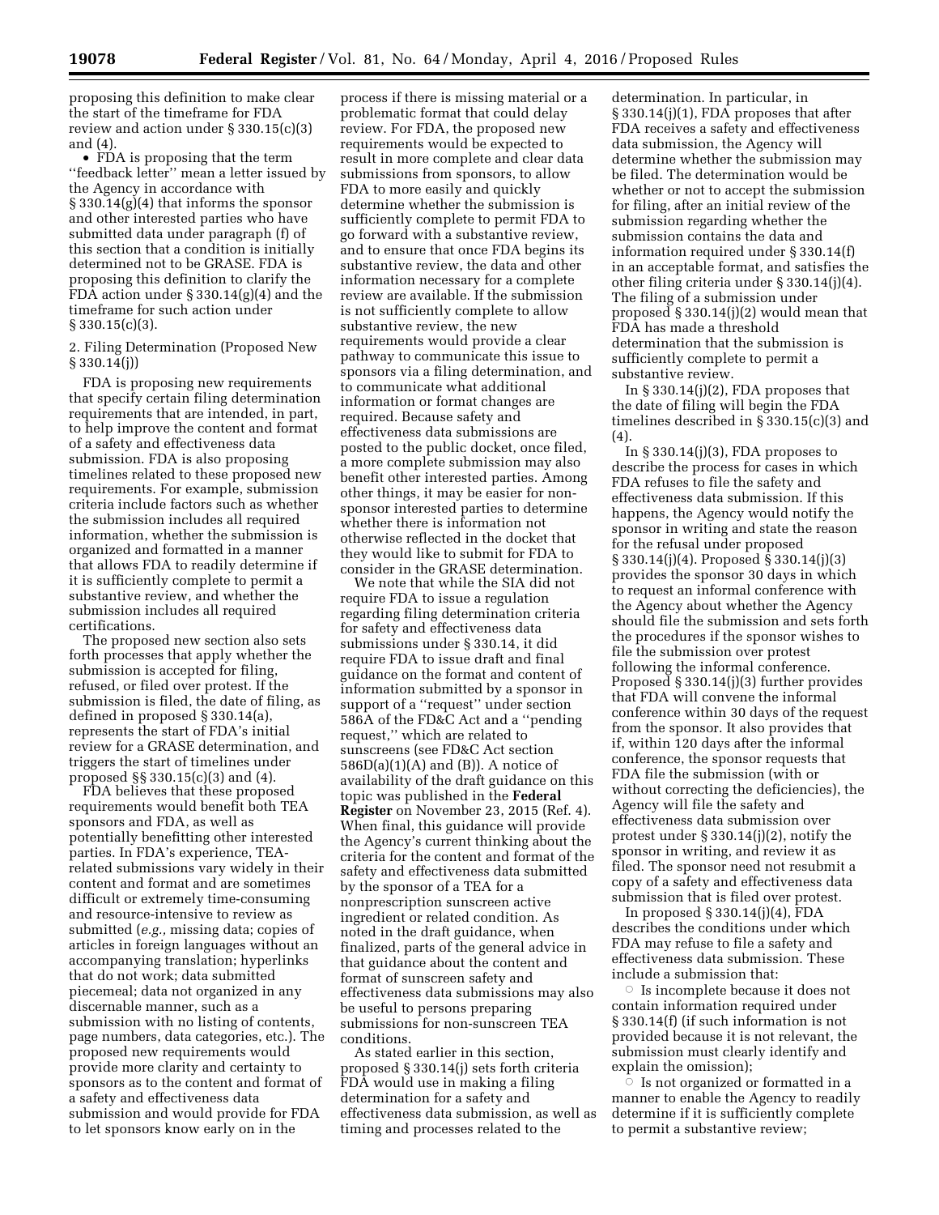proposing this definition to make clear the start of the timeframe for FDA review and action under § 330.15(c)(3) and (4).

- FDA is proposing that the term ''feedback letter'' mean a letter issued by the Agency in accordance with § 330.14(g)(4) that informs the sponsor and other interested parties who have submitted data under paragraph (f) of this section that a condition is initially determined not to be GRASE. FDA is proposing this definition to clarify the FDA action under § 330.14(g)(4) and the timeframe for such action under § 330.15(c)(3).

2. Filing Determination (Proposed New § 330.14(j))

FDA is proposing new requirements that specify certain filing determination requirements that are intended, in part, to help improve the content and format of a safety and effectiveness data submission. FDA is also proposing timelines related to these proposed new requirements. For example, submission criteria include factors such as whether the submission includes all required information, whether the submission is organized and formatted in a manner that allows FDA to readily determine if it is sufficiently complete to permit a substantive review, and whether the submission includes all required certifications.

The proposed new section also sets forth processes that apply whether the submission is accepted for filing, refused, or filed over protest. If the submission is filed, the date of filing, as defined in proposed § 330.14(a), represents the start of FDA's initial review for a GRASE determination, and triggers the start of timelines under proposed §§ 330.15(c)(3) and (4).

FDA believes that these proposed requirements would benefit both TEA sponsors and FDA, as well as potentially benefitting other interested parties. In FDA's experience, TEA-related submissions vary widely in their content and format and are sometimes difficult or extremely time-consuming and resource-intensive to review as submitted (*e.g.,* missing data; copies of articles in foreign languages without an accompanying translation; hyperlinks that do not work; data submitted piecemeal; data not organized in any discernable manner, such as a submission with no listing of contents, page numbers, data categories, etc.). The proposed new requirements would provide more clarity and certainty to sponsors as to the content and format of a safety and effectiveness data submission and would provide for FDA to let sponsors know early on in the process if there is missing material or a problematic format that could delay review. For FDA, the proposed new requirements would be expected to result in more complete and clear data submissions from sponsors, to allow FDA to more easily and quickly determine whether the submission is sufficiently complete to permit FDA to go forward with a substantive review, and to ensure that once FDA begins its substantive review, the data and other information necessary for a complete review are available. If the submission is not sufficiently complete to allow substantive review, the new requirements would provide a clear pathway to communicate this issue to sponsors via a filing determination, and to communicate what additional information or format changes are required. Because safety and effectiveness data submissions are posted to the public docket, once filed, a more complete submission may also benefit other interested parties. Among other things, it may be easier for non-sponsor interested parties to determine whether there is information not otherwise reflected in the docket that they would like to submit for FDA to consider in the GRASE determination.

We note that while the SIA did not require FDA to issue a regulation regarding filing determination criteria for safety and effectiveness data submissions under § 330.14, it did require FDA to issue draft and final guidance on the format and content of information submitted by a sponsor in support of a ''request'' under section 586A of the FD&C Act and a ''pending request,'' which are related to sunscreens (see FD&C Act section 586D(a)(1)(A) and (B)). A notice of availability of the draft guidance on this topic was published in the **Federal Register** on November 23, 2015 (Ref. 4). When final, this guidance will provide the Agency's current thinking about the criteria for the content and format of the safety and effectiveness data submitted by the sponsor of a TEA for a nonprescription sunscreen active ingredient or related condition. As noted in the draft guidance, when finalized, parts of the general advice in that guidance about the content and format of sunscreen safety and effectiveness data submissions may also be useful to persons preparing submissions for non-sunscreen TEA conditions.

As stated earlier in this section, proposed § 330.14(j) sets forth criteria FDA would use in making a filing determination for a safety and effectiveness data submission, as well as timing and processes related to the determination. In particular, in § 330.14(j)(1), FDA proposes that after FDA receives a safety and effectiveness data submission, the Agency will determine whether the submission may be filed. The determination would be whether or not to accept the submission for filing, after an initial review of the submission regarding whether the submission contains the data and information required under § 330.14(f) in an acceptable format, and satisfies the other filing criteria under § 330.14(j)(4). The filing of a submission under proposed § 330.14(j)(2) would mean that FDA has made a threshold determination that the submission is sufficiently complete to permit a substantive review.

In § 330.14(j)(2), FDA proposes that the date of filing will begin the FDA timelines described in § 330.15(c)(3) and (4).

In § 330.14(j)(3), FDA proposes to describe the process for cases in which FDA refuses to file the safety and effectiveness data submission. If this happens, the Agency would notify the sponsor in writing and state the reason for the refusal under proposed § 330.14(j)(4). Proposed § 330.14(j)(3) provides the sponsor 30 days in which to request an informal conference with the Agency about whether the Agency should file the submission and sets forth the procedures if the sponsor wishes to file the submission over protest following the informal conference. Proposed § 330.14(j)(3) further provides that FDA will convene the informal conference within 30 days of the request from the sponsor. It also provides that if, within 120 days after the informal conference, the sponsor requests that FDA file the submission (with or without correcting the deficiencies), the Agency will file the safety and effectiveness data submission over protest under § 330.14(j)(2), notify the sponsor in writing, and review it as filed. The sponsor need not resubmit a copy of a safety and effectiveness data submission that is filed over protest.

In proposed § 330.14(j)(4), FDA describes the conditions under which FDA may refuse to file a safety and effectiveness data submission. These include a submission that:

- Is incomplete because it does not contain information required under § 330.14(f) (if such information is not provided because it is not relevant, the submission must clearly identify and explain the omission);
- Is not organized or formatted in a manner to enable the Agency to readily determine if it is sufficiently complete to permit a substantive review;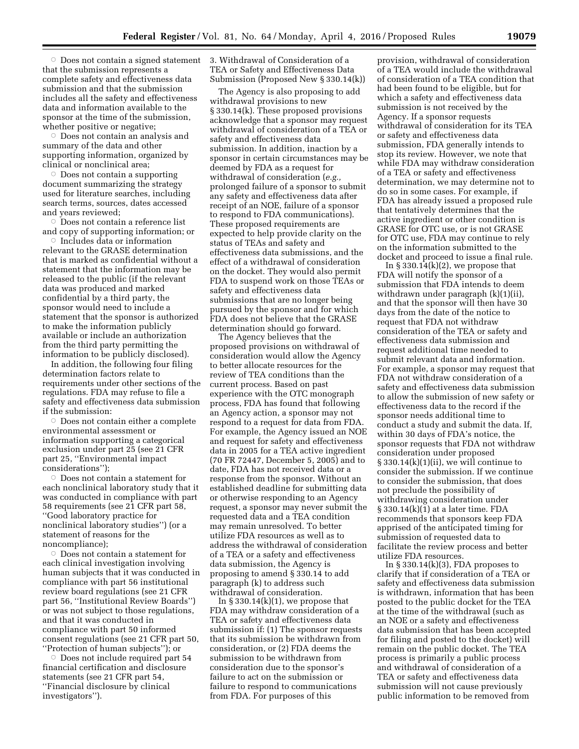◦ Does not contain a signed statement that the submission represents a complete safety and effectiveness data submission and that the submission includes all the safety and effectiveness data and information available to the sponsor at the time of the submission, whether positive or negative;

◦ Does not contain an analysis and summary of the data and other supporting information, organized by clinical or nonclinical area;

◦ Does not contain a supporting document summarizing the strategy used for literature searches, including search terms, sources, dates accessed and years reviewed;

◦ Does not contain a reference list and copy of supporting information; or

◦ Includes data or information relevant to the GRASE determination that is marked as confidential without a statement that the information may be released to the public (if the relevant data was produced and marked confidential by a third party, the sponsor would need to include a statement that the sponsor is authorized to make the information publicly available or include an authorization from the third party permitting the information to be publicly disclosed).

In addition, the following four filing determination factors relate to requirements under other sections of the regulations. FDA may refuse to file a safety and effectiveness data submission if the submission:

◦ Does not contain either a complete environmental assessment or information supporting a categorical exclusion under part 25 (see 21 CFR part 25, "Environmental impact considerations");

◦ Does not contain a statement for each nonclinical laboratory study that it was conducted in compliance with part 58 requirements (see 21 CFR part 58, "Good laboratory practice for nonclinical laboratory studies") (or a statement of reasons for the noncompliance);

◦ Does not contain a statement for each clinical investigation involving human subjects that it was conducted in compliance with part 56 institutional review board regulations (see 21 CFR part 56, "Institutional Review Boards") or was not subject to those regulations, and that it was conducted in compliance with part 50 informed consent regulations (see 21 CFR part 50, "Protection of human subjects"); or

◦ Does not include required part 54 financial certification and disclosure statements (see 21 CFR part 54, "Financial disclosure by clinical investigators").

3. Withdrawal of Consideration of a TEA or Safety and Effectiveness Data Submission (Proposed New § 330.14(k))

The Agency is also proposing to add withdrawal provisions to new § 330.14(k). These proposed provisions acknowledge that a sponsor may request withdrawal of consideration of a TEA or safety and effectiveness data submission. In addition, inaction by a sponsor in certain circumstances may be deemed by FDA as a request for withdrawal of consideration (*e.g.,* prolonged failure of a sponsor to submit any safety and effectiveness data after receipt of an NOE, failure of a sponsor to respond to FDA communications). These proposed requirements are expected to help provide clarity on the status of TEAs and safety and effectiveness data submissions, and the effect of a withdrawal of consideration on the docket. They would also permit FDA to suspend work on those TEAs or safety and effectiveness data submissions that are no longer being pursued by the sponsor and for which FDA does not believe that the GRASE determination should go forward.

The Agency believes that the proposed provisions on withdrawal of consideration would allow the Agency to better allocate resources for the review of TEA conditions than the current process. Based on past experience with the OTC monograph process, FDA has found that following an Agency action, a sponsor may not respond to a request for data from FDA. For example, the Agency issued an NOE and request for safety and effectiveness data in 2005 for a TEA active ingredient (70 FR 72447, December 5, 2005) and to date, FDA has not received data or a response from the sponsor. Without an established deadline for submitting data or otherwise responding to an Agency request, a sponsor may never submit the requested data and a TEA condition may remain unresolved. To better utilize FDA resources as well as to address the withdrawal of consideration of a TEA or a safety and effectiveness data submission, the Agency is proposing to amend § 330.14 to add paragraph (k) to address such withdrawal of consideration.

In § 330.14(k)(1), we propose that FDA may withdraw consideration of a TEA or safety and effectiveness data submission if: (1) The sponsor requests that its submission be withdrawn from consideration, or (2) FDA deems the submission to be withdrawn from consideration due to the sponsor's failure to act on the submission or failure to respond to communications from FDA. For purposes of this provision, withdrawal of consideration of a TEA would include the withdrawal of consideration of a TEA condition that had been found to be eligible, but for which a safety and effectiveness data submission is not received by the Agency. If a sponsor requests withdrawal of consideration for its TEA or safety and effectiveness data submission, FDA generally intends to stop its review. However, we note that while FDA may withdraw consideration of a TEA or safety and effectiveness determination, we may determine not to do so in some cases. For example, if FDA has already issued a proposed rule that tentatively determines that the active ingredient or other condition is GRASE for OTC use, or is not GRASE for OTC use, FDA may continue to rely on the information submitted to the docket and proceed to issue a final rule.

In § 330.14(k)(2), we propose that FDA will notify the sponsor of a submission that FDA intends to deem withdrawn under paragraph (k)(1)(ii), and that the sponsor will then have 30 days from the date of the notice to request that FDA not withdraw consideration of the TEA or safety and effectiveness data submission and request additional time needed to submit relevant data and information. For example, a sponsor may request that FDA not withdraw consideration of a safety and effectiveness data submission to allow the submission of new safety or effectiveness data to the record if the sponsor needs additional time to conduct a study and submit the data. If, within 30 days of FDA's notice, the sponsor requests that FDA not withdraw consideration under proposed § 330.14(k)(1)(ii), we will continue to consider the submission. If we continue to consider the submission, that does not preclude the possibility of withdrawing consideration under § 330.14(k)(1) at a later time. FDA recommends that sponsors keep FDA apprised of the anticipated timing for submission of requested data to facilitate the review process and better utilize FDA resources.

In § 330.14(k)(3), FDA proposes to clarify that if consideration of a TEA or safety and effectiveness data submission is withdrawn, information that has been posted to the public docket for the TEA at the time of the withdrawal (such as an NOE or a safety and effectiveness data submission that has been accepted for filing and posted to the docket) will remain on the public docket. The TEA process is primarily a public process and withdrawal of consideration of a TEA or safety and effectiveness data submission will not cause previously public information to be removed from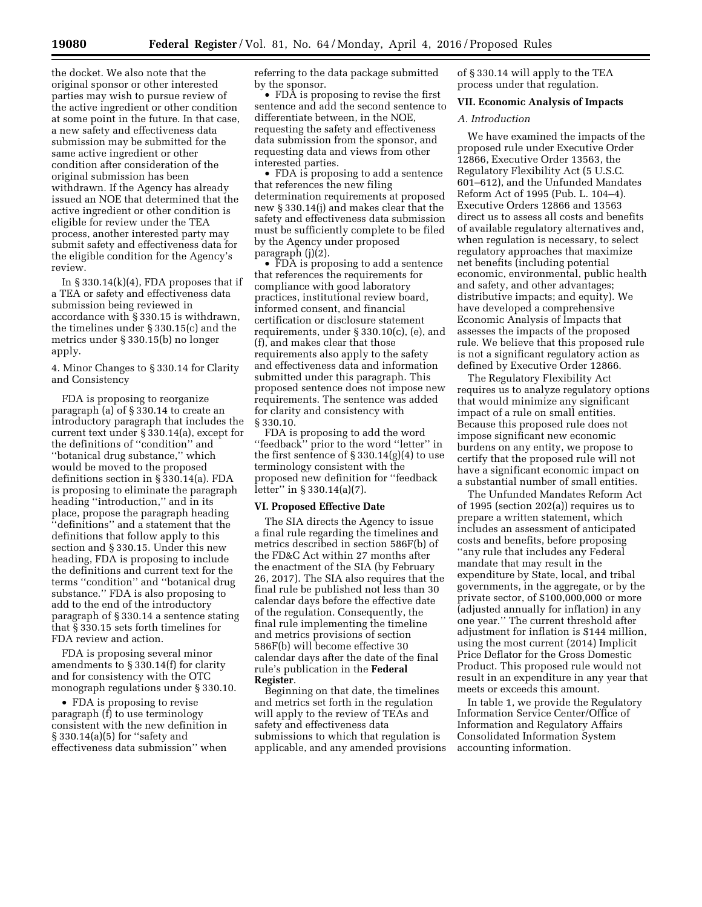the docket. We also note that the original sponsor or other interested parties may wish to pursue review of the active ingredient or other condition at some point in the future. In that case, a new safety and effectiveness data submission may be submitted for the same active ingredient or other condition after consideration of the original submission has been withdrawn. If the Agency has already issued an NOE that determined that the active ingredient or other condition is eligible for review under the TEA process, another interested party may submit safety and effectiveness data for the eligible condition for the Agency's review.

In § 330.14(k)(4), FDA proposes that if a TEA or safety and effectiveness data submission being reviewed in accordance with § 330.15 is withdrawn, the timelines under § 330.15(c) and the metrics under § 330.15(b) no longer apply.

4. Minor Changes to § 330.14 for Clarity and Consistency

FDA is proposing to reorganize paragraph (a) of § 330.14 to create an introductory paragraph that includes the current text under § 330.14(a), except for the definitions of "condition" and "botanical drug substance," which would be moved to the proposed definitions section in § 330.14(a). FDA is proposing to eliminate the paragraph heading "introduction," and in its place, propose the paragraph heading "definitions" and a statement that the definitions that follow apply to this section and § 330.15. Under this new heading, FDA is proposing to include the definitions and current text for the terms "condition" and "botanical drug substance." FDA is also proposing to add to the end of the introductory paragraph of § 330.14 a sentence stating that § 330.15 sets forth timelines for FDA review and action.

FDA is proposing several minor amendments to § 330.14(f) for clarity and for consistency with the OTC monograph regulations under § 330.10.

- FDA is proposing to revise paragraph (f) to use terminology consistent with the new definition in § 330.14(a)(5) for "safety and effectiveness data submission" when referring to the data package submitted by the sponsor.
- FDA is proposing to revise the first sentence and add the second sentence to differentiate between, in the NOE, requesting the safety and effectiveness data submission from the sponsor, and requesting data and views from other interested parties.
- FDA is proposing to add a sentence that references the new filing determination requirements at proposed new § 330.14(j) and makes clear that the safety and effectiveness data submission must be sufficiently complete to be filed by the Agency under proposed paragraph (j)(2).
- FDA is proposing to add a sentence that references the requirements for compliance with good laboratory practices, institutional review board, informed consent, and financial certification or disclosure statement requirements, under § 330.10(c), (e), and (f), and makes clear that those requirements also apply to the safety and effectiveness data and information submitted under this paragraph. This proposed sentence does not impose new requirements. The sentence was added for clarity and consistency with § 330.10.

FDA is proposing to add the word "feedback" prior to the word "letter" in the first sentence of § 330.14(g)(4) to use terminology consistent with the proposed new definition for "feedback letter" in § 330.14(a)(7).

### VI. Proposed Effective Date

The SIA directs the Agency to issue a final rule regarding the timelines and metrics described in section 586F(b) of the FD&C Act within 27 months after the enactment of the SIA (by February 26, 2017). The SIA also requires that the final rule be published not less than 30 calendar days before the effective date of the regulation. Consequently, the final rule implementing the timeline and metrics provisions of section 586F(b) will become effective 30 calendar days after the date of the final rule's publication in the **Federal Register**.

Beginning on that date, the timelines and metrics set forth in the regulation will apply to the review of TEAs and safety and effectiveness data submissions to which that regulation is applicable, and any amended provisions of § 330.14 will apply to the TEA process under that regulation.

### VII. Economic Analysis of Impacts

#### *A. Introduction*

We have examined the impacts of the proposed rule under Executive Order 12866, Executive Order 13563, the Regulatory Flexibility Act (5 U.S.C. 601–612), and the Unfunded Mandates Reform Act of 1995 (Pub. L. 104–4). Executive Orders 12866 and 13563 direct us to assess all costs and benefits of available regulatory alternatives and, when regulation is necessary, to select regulatory approaches that maximize net benefits (including potential economic, environmental, public health and safety, and other advantages; distributive impacts; and equity). We have developed a comprehensive Economic Analysis of Impacts that assesses the impacts of the proposed rule. We believe that this proposed rule is not a significant regulatory action as defined by Executive Order 12866.

The Regulatory Flexibility Act requires us to analyze regulatory options that would minimize any significant impact of a rule on small entities. Because this proposed rule does not impose significant new economic burdens on any entity, we propose to certify that the proposed rule will not have a significant economic impact on a substantial number of small entities.

The Unfunded Mandates Reform Act of 1995 (section 202(a)) requires us to prepare a written statement, which includes an assessment of anticipated costs and benefits, before proposing "any rule that includes any Federal mandate that may result in the expenditure by State, local, and tribal governments, in the aggregate, or by the private sector, of $100,000,000 or more (adjusted annually for inflation) in any one year." The current threshold after adjustment for inflation is $144 million, using the most current (2014) Implicit Price Deflator for the Gross Domestic Product. This proposed rule would not result in an expenditure in any year that meets or exceeds this amount.

In table 1, we provide the Regulatory Information Service Center/Office of Information and Regulatory Affairs Consolidated Information System accounting information.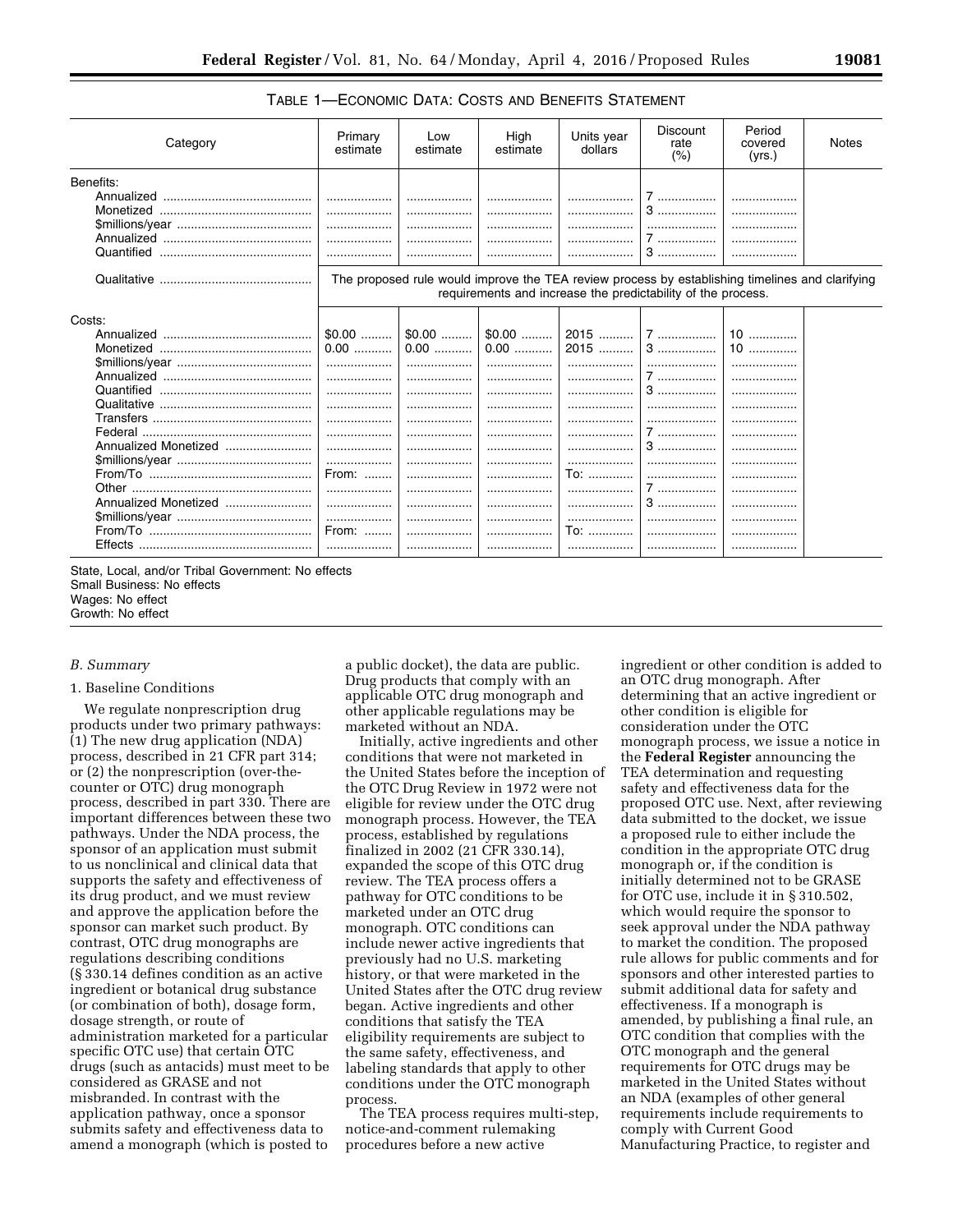TABLE 1—ECONOMIC DATA: COSTS AND BENEFITS STATEMENT

| Category | Primary estimate | Low estimate | High estimate | Units year dollars | Discount rate (%) | Period covered (yrs.) | Notes |
|---|---|---|---|---|---|---|---|
| Benefits: | | | | | | | |
| Annualized | | | | | 7 | | |
| Monetized | | | | | 3 | | |
| $millions/year | | | | | | | |
| Annualized | | | | | 7 | | |
| Quantified | | | | | 3 | | |
| Qualitative | The proposed rule would improve the TEA review process by establishing timelines and clarifying requirements and increase the predictability of the process. | | | | | | |
| Costs: | | | | | | | |
| Annualized | $0.00 | $0.00 | $0.00 | 2015 | 7 | 10 | |
| Monetized | 0.00 | 0.00 | 0.00 | 2015 | 3 | 10 | |
| $millions/year | | | | | | | |
| Annualized | | | | | 7 | | |
| Quantified | | | | | 3 | | |
| Qualitative | | | | | | | |
| Transfers | | | | | | | |
| Federal | | | | | 7 | | |
| Annualized Monetized | | | | | 3 | | |
| $millions/year | | | | | | | |
| From/To | From: | | | To: | | | |
| Other | | | | | 7 | | |
| Annualized Monetized | | | | | 3 | | |
| $millions/year | | | | | | | |
| From/To | From: | | | To: | | | |
| Effects | | | | | | | |

State, Local, and/or Tribal Government: No effects
Small Business: No effects
Wages: No effect
Growth: No effect

### *B. Summary*

#### 1. Baseline Conditions

We regulate nonprescription drug products under two primary pathways: (1) The new drug application (NDA) process, described in 21 CFR part 314; or (2) the nonprescription (over-the-counter or OTC) drug monograph process, described in part 330. There are important differences between these two pathways. Under the NDA process, the sponsor of an application must submit to us nonclinical and clinical data that supports the safety and effectiveness of its drug product, and we must review and approve the application before the sponsor can market such product. By contrast, OTC drug monographs are regulations describing conditions (§ 330.14 defines condition as an active ingredient or botanical drug substance (or combination of both), dosage form, dosage strength, or route of administration marketed for a particular specific OTC use) that certain OTC drugs (such as antacids) must meet to be considered as GRASE and not misbranded. In contrast with the application pathway, once a sponsor submits safety and effectiveness data to amend a monograph (which is posted to a public docket), the data are public. Drug products that comply with an applicable OTC drug monograph and other applicable regulations may be marketed without an NDA.

Initially, active ingredients and other conditions that were not marketed in the United States before the inception of the OTC Drug Review in 1972 were not eligible for review under the OTC drug monograph process. However, the TEA process, established by regulations finalized in 2002 (21 CFR 330.14), expanded the scope of this OTC drug review. The TEA process offers a pathway for OTC conditions to be marketed under an OTC drug monograph. OTC conditions can include newer active ingredients that previously had no U.S. marketing history, or that were marketed in the United States after the OTC drug review began. Active ingredients and other conditions that satisfy the TEA eligibility requirements are subject to the same safety, effectiveness, and labeling standards that apply to other conditions under the OTC monograph process.

The TEA process requires multi-step, notice-and-comment rulemaking procedures before a new active ingredient or other condition is added to an OTC drug monograph. After determining that an active ingredient or other condition is eligible for consideration under the OTC monograph process, we issue a notice in the **Federal Register** announcing the TEA determination and requesting safety and effectiveness data for the proposed OTC use. Next, after reviewing data submitted to the docket, we issue a proposed rule to either include the condition in the appropriate OTC drug monograph or, if the condition is initially determined not to be GRASE for OTC use, include it in § 310.502, which would require the sponsor to seek approval under the NDA pathway to market the condition. The proposed rule allows for public comments and for sponsors and other interested parties to submit additional data for safety and effectiveness. If a monograph is amended, by publishing a final rule, an OTC condition that complies with the OTC monograph and the general requirements for OTC drugs may be marketed in the United States without an NDA (examples of other general requirements include requirements to comply with Current Good Manufacturing Practice, to register and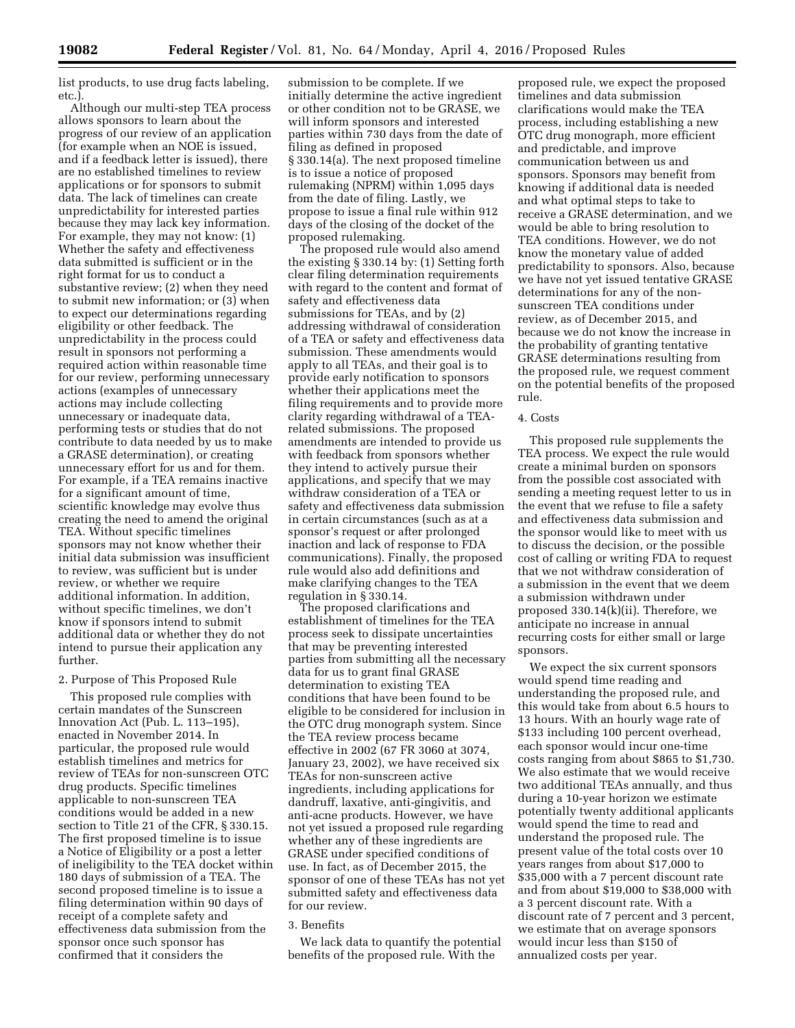list products, to use drug facts labeling, etc.).

Although our multi-step TEA process allows sponsors to learn about the progress of our review of an application (for example when an NOE is issued, and if a feedback letter is issued), there are no established timelines to review applications or for sponsors to submit data. The lack of timelines can create unpredictability for interested parties because they may lack key information. For example, they may not know: (1) Whether the safety and effectiveness data submitted is sufficient or in the right format for us to conduct a substantive review; (2) when they need to submit new information; or (3) when to expect our determinations regarding eligibility or other feedback. The unpredictability in the process could result in sponsors not performing a required action within reasonable time for our review, performing unnecessary actions (examples of unnecessary actions may include collecting unnecessary or inadequate data, performing tests or studies that do not contribute to data needed by us to make a GRASE determination), or creating unnecessary effort for us and for them. For example, if a TEA remains inactive for a significant amount of time, scientific knowledge may evolve thus creating the need to amend the original TEA. Without specific timelines sponsors may not know whether their initial data submission was insufficient to review, was sufficient but is under review, or whether we require additional information. In addition, without specific timelines, we don't know if sponsors intend to submit additional data or whether they do not intend to pursue their application any further.

2. Purpose of This Proposed Rule

This proposed rule complies with certain mandates of the Sunscreen Innovation Act (Pub. L. 113–195), enacted in November 2014. In particular, the proposed rule would establish timelines and metrics for review of TEAs for non-sunscreen OTC drug products. Specific timelines applicable to non-sunscreen TEA conditions would be added in a new section to Title 21 of the CFR, § 330.15. The first proposed timeline is to issue a Notice of Eligibility or a post a letter of ineligibility to the TEA docket within 180 days of submission of a TEA. The second proposed timeline is to issue a filing determination within 90 days of receipt of a complete safety and effectiveness data submission from the sponsor once such sponsor has confirmed that it considers the submission to be complete. If we initially determine the active ingredient or other condition not to be GRASE, we will inform sponsors and interested parties within 730 days from the date of filing as defined in proposed § 330.14(a). The next proposed timeline is to issue a notice of proposed rulemaking (NPRM) within 1,095 days from the date of filing. Lastly, we propose to issue a final rule within 912 days of the closing of the docket of the proposed rulemaking.

The proposed rule would also amend the existing § 330.14 by: (1) Setting forth clear filing determination requirements with regard to the content and format of safety and effectiveness data submissions for TEAs, and by (2) addressing withdrawal of consideration of a TEA or safety and effectiveness data submission. These amendments would apply to all TEAs, and their goal is to provide early notification to sponsors whether their applications meet the filing requirements and to provide more clarity regarding withdrawal of a TEA-related submissions. The proposed amendments are intended to provide us with feedback from sponsors whether they intend to actively pursue their applications, and specify that we may withdraw consideration of a TEA or safety and effectiveness data submission in certain circumstances (such as at a sponsor's request or after prolonged inaction and lack of response to FDA communications). Finally, the proposed rule would also add definitions and make clarifying changes to the TEA regulation in § 330.14.

The proposed clarifications and establishment of timelines for the TEA process seek to dissipate uncertainties that may be preventing interested parties from submitting all the necessary data for us to grant final GRASE determination to existing TEA conditions that have been found to be eligible to be considered for inclusion in the OTC drug monograph system. Since the TEA review process became effective in 2002 (67 FR 3060 at 3074, January 23, 2002), we have received six TEAs for non-sunscreen active ingredients, including applications for dandruff, laxative, anti-gingivitis, and anti-acne products. However, we have not yet issued a proposed rule regarding whether any of these ingredients are GRASE under specified conditions of use. In fact, as of December 2015, the sponsor of one of these TEAs has not yet submitted safety and effectiveness data for our review.

3. Benefits

We lack data to quantify the potential benefits of the proposed rule. With the proposed rule, we expect the proposed timelines and data submission clarifications would make the TEA process, including establishing a new OTC drug monograph, more efficient and predictable, and improve communication between us and sponsors. Sponsors may benefit from knowing if additional data is needed and what optimal steps to take to receive a GRASE determination, and we would be able to bring resolution to TEA conditions. However, we do not know the monetary value of added predictability to sponsors. Also, because we have not yet issued tentative GRASE determinations for any of the non-sunscreen TEA conditions under review, as of December 2015, and because we do not know the increase in the probability of granting tentative GRASE determinations resulting from the proposed rule, we request comment on the potential benefits of the proposed rule.

4. Costs

This proposed rule supplements the TEA process. We expect the rule would create a minimal burden on sponsors from the possible cost associated with sending a meeting request letter to us in the event that we refuse to file a safety and effectiveness data submission and the sponsor would like to meet with us to discuss the decision, or the possible cost of calling or writing FDA to request that we not withdraw consideration of a submission in the event that we deem a submission withdrawn under proposed 330.14(k)(ii). Therefore, we anticipate no increase in annual recurring costs for either small or large sponsors.

We expect the six current sponsors would spend time reading and understanding the proposed rule, and this would take from about 6.5 hours to 13 hours. With an hourly wage rate of $133 including 100 percent overhead, each sponsor would incur one-time costs ranging from about $865 to $1,730. We also estimate that we would receive two additional TEAs annually, and thus during a 10-year horizon we estimate potentially twenty additional applicants would spend the time to read and understand the proposed rule. The present value of the total costs over 10 years ranges from about $17,000 to $35,000 with a 7 percent discount rate and from about $19,000 to $38,000 with a 3 percent discount rate. With a discount rate of 7 percent and 3 percent, we estimate that on average sponsors would incur less than $150 of annualized costs per year.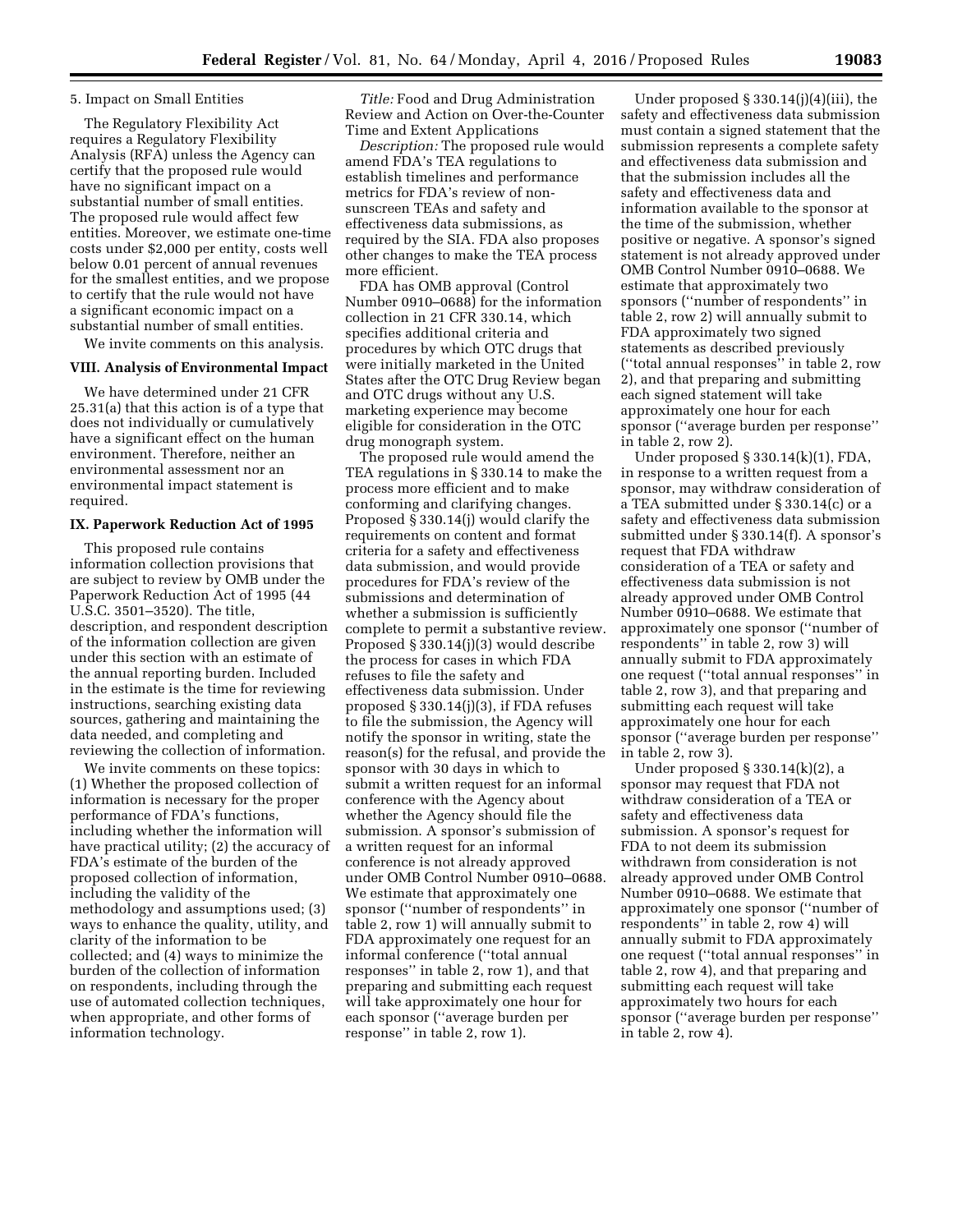5. Impact on Small Entities

The Regulatory Flexibility Act requires a Regulatory Flexibility Analysis (RFA) unless the Agency can certify that the proposed rule would have no significant impact on a substantial number of small entities. The proposed rule would affect few entities. Moreover, we estimate one-time costs under $2,000 per entity, costs well below 0.01 percent of annual revenues for the smallest entities, and we propose to certify that the rule would not have a significant economic impact on a substantial number of small entities.

We invite comments on this analysis.

## VIII. Analysis of Environmental Impact

We have determined under 21 CFR 25.31(a) that this action is of a type that does not individually or cumulatively have a significant effect on the human environment. Therefore, neither an environmental assessment nor an environmental impact statement is required.

## IX. Paperwork Reduction Act of 1995

This proposed rule contains information collection provisions that are subject to review by OMB under the Paperwork Reduction Act of 1995 (44 U.S.C. 3501–3520). The title, description, and respondent description of the information collection are given under this section with an estimate of the annual reporting burden. Included in the estimate is the time for reviewing instructions, searching existing data sources, gathering and maintaining the data needed, and completing and reviewing the collection of information.

We invite comments on these topics: (1) Whether the proposed collection of information is necessary for the proper performance of FDA's functions, including whether the information will have practical utility; (2) the accuracy of FDA's estimate of the burden of the proposed collection of information, including the validity of the methodology and assumptions used; (3) ways to enhance the quality, utility, and clarity of the information to be collected; and (4) ways to minimize the burden of the collection of information on respondents, including through the use of automated collection techniques, when appropriate, and other forms of information technology.

*Title:* Food and Drug Administration Review and Action on Over-the-Counter Time and Extent Applications

*Description:* The proposed rule would amend FDA's TEA regulations to establish timelines and performance metrics for FDA's review of non-sunscreen TEAs and safety and effectiveness data submissions, as required by the SIA. FDA also proposes other changes to make the TEA process more efficient.

FDA has OMB approval (Control Number 0910–0688) for the information collection in 21 CFR 330.14, which specifies additional criteria and procedures by which OTC drugs that were initially marketed in the United States after the OTC Drug Review began and OTC drugs without any U.S. marketing experience may become eligible for consideration in the OTC drug monograph system.

The proposed rule would amend the TEA regulations in § 330.14 to make the process more efficient and to make conforming and clarifying changes. Proposed § 330.14(j) would clarify the requirements on content and format criteria for a safety and effectiveness data submission, and would provide procedures for FDA's review of the submissions and determination of whether a submission is sufficiently complete to permit a substantive review. Proposed § 330.14(j)(3) would describe the process for cases in which FDA refuses to file the safety and effectiveness data submission. Under proposed § 330.14(j)(3), if FDA refuses to file the submission, the Agency will notify the sponsor in writing, state the reason(s) for the refusal, and provide the sponsor with 30 days in which to submit a written request for an informal conference with the Agency about whether the Agency should file the submission. A sponsor's submission of a written request for an informal conference is not already approved under OMB Control Number 0910–0688. We estimate that approximately one sponsor (''number of respondents'' in table 2, row 1) will annually submit to FDA approximately one request for an informal conference (''total annual responses'' in table 2, row 1), and that preparing and submitting each request will take approximately one hour for each sponsor (''average burden per response'' in table 2, row 1).

Under proposed § 330.14(j)(4)(iii), the safety and effectiveness data submission must contain a signed statement that the submission represents a complete safety and effectiveness data submission and that the submission includes all the safety and effectiveness data and information available to the sponsor at the time of the submission, whether positive or negative. A sponsor's signed statement is not already approved under OMB Control Number 0910–0688. We estimate that approximately two sponsors (''number of respondents'' in table 2, row 2) will annually submit to FDA approximately two signed statements as described previously (''total annual responses'' in table 2, row 2), and that preparing and submitting each signed statement will take approximately one hour for each sponsor (''average burden per response'' in table 2, row 2).

Under proposed § 330.14(k)(1), FDA, in response to a written request from a sponsor, may withdraw consideration of a TEA submitted under § 330.14(c) or a safety and effectiveness data submission submitted under § 330.14(f). A sponsor's request that FDA withdraw consideration of a TEA or safety and effectiveness data submission is not already approved under OMB Control Number 0910–0688. We estimate that approximately one sponsor (''number of respondents'' in table 2, row 3) will annually submit to FDA approximately one request (''total annual responses'' in table 2, row 3), and that preparing and submitting each request will take approximately one hour for each sponsor (''average burden per response'' in table 2, row 3).

Under proposed § 330.14(k)(2), a sponsor may request that FDA not withdraw consideration of a TEA or safety and effectiveness data submission. A sponsor's request for FDA to not deem its submission withdrawn from consideration is not already approved under OMB Control Number 0910–0688. We estimate that approximately one sponsor (''number of respondents'' in table 2, row 4) will annually submit to FDA approximately one request (''total annual responses'' in table 2, row 4), and that preparing and submitting each request will take approximately two hours for each sponsor (''average burden per response'' in table 2, row 4).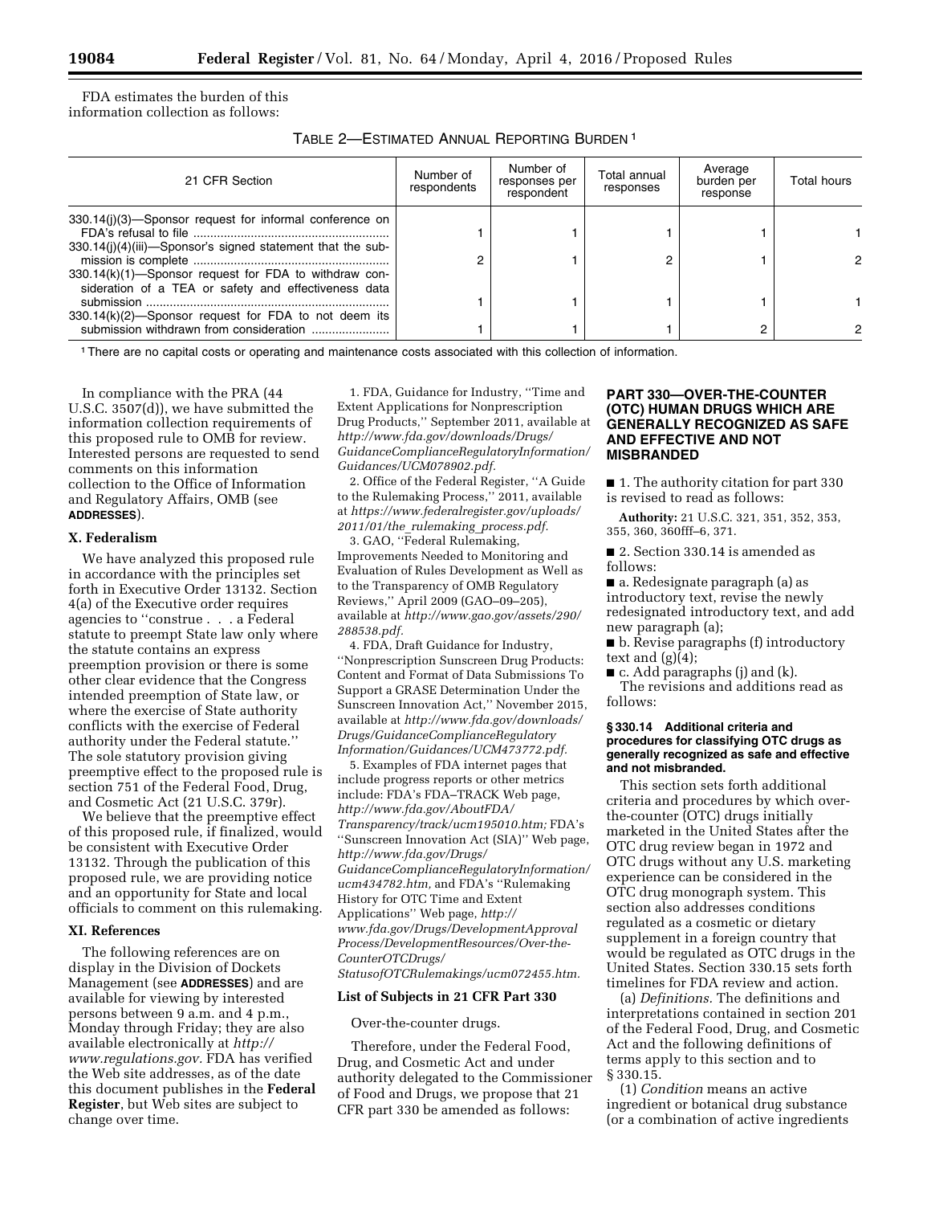FDA estimates the burden of this information collection as follows:

TABLE 2—ESTIMATED ANNUAL REPORTING BURDEN [1]

| 21 CFR Section | Number of respondents | Number of responses per respondent | Total annual responses | Average burden per response | Total hours |
|---|---|---|---|---|---|
| 330.14(j)(3)—Sponsor request for informal conference on FDA's refusal to file | 1 | 1 | 1 | 1 | 1 |
| 330.14(j)(4)(iii)—Sponsor's signed statement that the submission is complete | 2 | 1 | 2 | 1 | 2 |
| 330.14(k)(1)—Sponsor request for FDA to withdraw consideration of a TEA or safety and effectiveness data submission | 1 | 1 | 1 | 1 | 1 |
| 330.14(k)(2)—Sponsor request for FDA to not deem its submission withdrawn from consideration | 1 | 1 | 1 | 2 | 2 |

[1] There are no capital costs or operating and maintenance costs associated with this collection of information.

In compliance with the PRA (44 U.S.C. 3507(d)), we have submitted the information collection requirements of this proposed rule to OMB for review. Interested persons are requested to send comments on this information collection to the Office of Information and Regulatory Affairs, OMB (see **ADDRESSES**).

### X. Federalism

We have analyzed this proposed rule in accordance with the principles set forth in Executive Order 13132. Section 4(a) of the Executive order requires agencies to ''construe . . . a Federal statute to preempt State law only where the statute contains an express preemption provision or there is some other clear evidence that the Congress intended preemption of State law, or where the exercise of State authority conflicts with the exercise of Federal authority under the Federal statute.'' The sole statutory provision giving preemptive effect to the proposed rule is section 751 of the Federal Food, Drug, and Cosmetic Act (21 U.S.C. 379r).

We believe that the preemptive effect of this proposed rule, if finalized, would be consistent with Executive Order 13132. Through the publication of this proposed rule, we are providing notice and an opportunity for State and local officials to comment on this rulemaking.

### XI. References

The following references are on display in the Division of Dockets Management (see **ADDRESSES**) and are available for viewing by interested persons between 9 a.m. and 4 p.m., Monday through Friday; they are also available electronically at *http://www.regulations.gov*. FDA has verified the Web site addresses, as of the date this document publishes in the **Federal Register**, but Web sites are subject to change over time.

1. FDA, Guidance for Industry, ''Time and Extent Applications for Nonprescription Drug Products,'' September 2011, available at *http://www.fda.gov/downloads/Drugs/GuidanceComplianceRegulatoryInformation/Guidances/UCM078902.pdf*.

2. Office of the Federal Register, ''A Guide to the Rulemaking Process,'' 2011, available at *https://www.federalregister.gov/uploads/2011/01/the_rulemaking_process.pdf*.

3. GAO, ''Federal Rulemaking, Improvements Needed to Monitoring and Evaluation of Rules Development as Well as to the Transparency of OMB Regulatory Reviews,'' April 2009 (GAO–09–205), available at *http://www.gao.gov/assets/290/288538.pdf*.

4. FDA, Draft Guidance for Industry, ''Nonprescription Sunscreen Drug Products: Content and Format of Data Submissions To Support a GRASE Determination Under the Sunscreen Innovation Act,'' November 2015, available at *http://www.fda.gov/downloads/Drugs/GuidanceComplianceRegulatoryInformation/Guidances/UCM473772.pdf*.

5. Examples of FDA internet pages that include progress reports or other metrics include: FDA's FDA–TRACK Web page, *http://www.fda.gov/AboutFDA/Transparency/track/ucm195010.htm;* FDA's ''Sunscreen Innovation Act (SIA)'' Web page, *http://www.fda.gov/Drugs/GuidanceComplianceRegulatoryInformation/ucm434782.htm,* and FDA's ''Rulemaking History for OTC Time and Extent Applications'' Web page, *http://www.fda.gov/Drugs/DevelopmentApprovalProcess/DevelopmentResources/Over-the-CounterOTCDrugs/StatusofOTCRulemakings/ucm072455.htm*.

### List of Subjects in 21 CFR Part 330

Over-the-counter drugs.

Therefore, under the Federal Food, Drug, and Cosmetic Act and under authority delegated to the Commissioner of Food and Drugs, we propose that 21 CFR part 330 be amended as follows:

## PART 330—OVER-THE-COUNTER (OTC) HUMAN DRUGS WHICH ARE GENERALLY RECOGNIZED AS SAFE AND EFFECTIVE AND NOT MISBRANDED

■ 1. The authority citation for part 330 is revised to read as follows:

**Authority:** 21 U.S.C. 321, 351, 352, 353, 355, 360, 360fff–6, 371.

■ 2. Section 330.14 is amended as follows:

■ a. Redesignate paragraph (a) as introductory text, revise the newly redesignated introductory text, and add new paragraph (a);

■ b. Revise paragraphs (f) introductory text and (g)(4);

■ c. Add paragraphs (j) and (k).

The revisions and additions read as follows:

#### § 330.14 Additional criteria and procedures for classifying OTC drugs as generally recognized as safe and effective and not misbranded.

This section sets forth additional criteria and procedures by which over-the-counter (OTC) drugs initially marketed in the United States after the OTC drug review began in 1972 and OTC drugs without any U.S. marketing experience can be considered in the OTC drug monograph system. This section also addresses conditions regulated as a cosmetic or dietary supplement in a foreign country that would be regulated as OTC drugs in the United States. Section 330.15 sets forth timelines for FDA review and action.

(a) *Definitions.* The definitions and interpretations contained in section 201 of the Federal Food, Drug, and Cosmetic Act and the following definitions of terms apply to this section and to § 330.15.

(1) *Condition* means an active ingredient or botanical drug substance (or a combination of active ingredients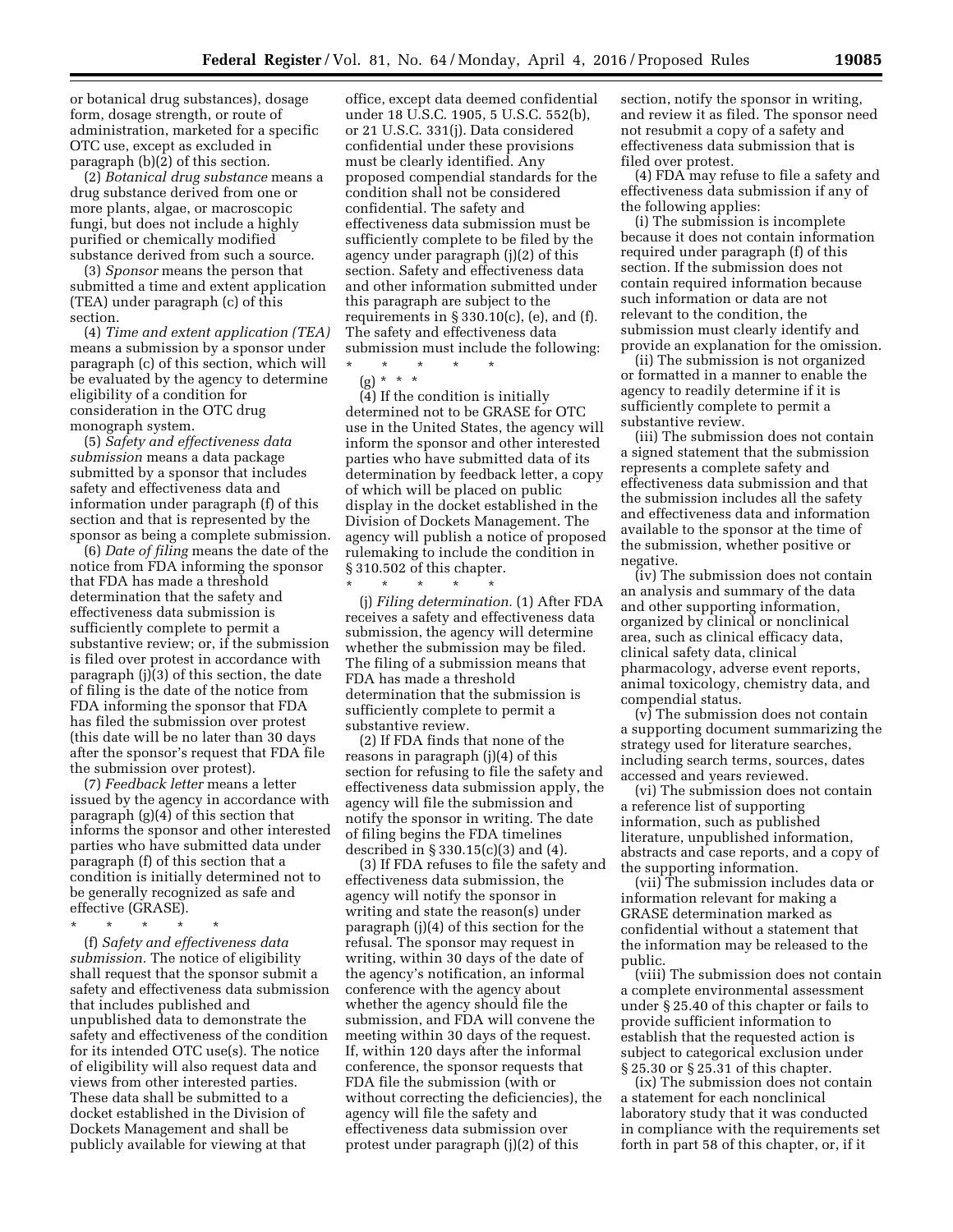or botanical drug substances), dosage form, dosage strength, or route of administration, marketed for a specific OTC use, except as excluded in paragraph (b)(2) of this section.

(2) *Botanical drug substance* means a drug substance derived from one or more plants, algae, or macroscopic fungi, but does not include a highly purified or chemically modified substance derived from such a source.

(3) *Sponsor* means the person that submitted a time and extent application (TEA) under paragraph (c) of this section.

(4) *Time and extent application (TEA)* means a submission by a sponsor under paragraph (c) of this section, which will be evaluated by the agency to determine eligibility of a condition for consideration in the OTC drug monograph system.

(5) *Safety and effectiveness data submission* means a data package submitted by a sponsor that includes safety and effectiveness data and information under paragraph (f) of this section and that is represented by the sponsor as being a complete submission.

(6) *Date of filing* means the date of the notice from FDA informing the sponsor that FDA has made a threshold determination that the safety and effectiveness data submission is sufficiently complete to permit a substantive review; or, if the submission is filed over protest in accordance with paragraph (j)(3) of this section, the date of filing is the date of the notice from FDA informing the sponsor that FDA has filed the submission over protest (this date will be no later than 30 days after the sponsor's request that FDA file the submission over protest).

(7) *Feedback letter* means a letter issued by the agency in accordance with paragraph (g)(4) of this section that informs the sponsor and other interested parties who have submitted data under paragraph (f) of this section that a condition is initially determined not to be generally recognized as safe and effective (GRASE).

\* \* \* \* \*

(f) *Safety and effectiveness data submission.* The notice of eligibility shall request that the sponsor submit a safety and effectiveness data submission that includes published and unpublished data to demonstrate the safety and effectiveness of the condition for its intended OTC use(s). The notice of eligibility will also request data and views from other interested parties. These data shall be submitted to a docket established in the Division of Dockets Management and shall be publicly available for viewing at that office, except data deemed confidential under 18 U.S.C. 1905, 5 U.S.C. 552(b), or 21 U.S.C. 331(j). Data considered confidential under these provisions must be clearly identified. Any proposed compendial standards for the condition shall not be considered confidential. The safety and effectiveness data submission must be sufficiently complete to be filed by the agency under paragraph (j)(2) of this section. Safety and effectiveness data and other information submitted under this paragraph are subject to the requirements in § 330.10(c), (e), and (f). The safety and effectiveness data submission must include the following:

\* \* \* \* \*

(g) \* \* \*

(4) If the condition is initially determined not to be GRASE for OTC use in the United States, the agency will inform the sponsor and other interested parties who have submitted data of its determination by feedback letter, a copy of which will be placed on public display in the docket established in the Division of Dockets Management. The agency will publish a notice of proposed rulemaking to include the condition in § 310.502 of this chapter.

\* \* \* \* \*

(j) *Filing determination.* (1) After FDA receives a safety and effectiveness data submission, the agency will determine whether the submission may be filed. The filing of a submission means that FDA has made a threshold determination that the submission is sufficiently complete to permit a substantive review.

(2) If FDA finds that none of the reasons in paragraph (j)(4) of this section for refusing to file the safety and effectiveness data submission apply, the agency will file the submission and notify the sponsor in writing. The date of filing begins the FDA timelines described in § 330.15(c)(3) and (4).

(3) If FDA refuses to file the safety and effectiveness data submission, the agency will notify the sponsor in writing and state the reason(s) under paragraph (j)(4) of this section for the refusal. The sponsor may request in writing, within 30 days of the date of the agency's notification, an informal conference with the agency about whether the agency should file the submission, and FDA will convene the meeting within 30 days of the request. If, within 120 days after the informal conference, the sponsor requests that FDA file the submission (with or without correcting the deficiencies), the agency will file the safety and effectiveness data submission over protest under paragraph (j)(2) of this section, notify the sponsor in writing, and review it as filed. The sponsor need not resubmit a copy of a safety and effectiveness data submission that is filed over protest.

(4) FDA may refuse to file a safety and effectiveness data submission if any of the following applies:

(i) The submission is incomplete because it does not contain information required under paragraph (f) of this section. If the submission does not contain required information because such information or data are not relevant to the condition, the submission must clearly identify and provide an explanation for the omission.

(ii) The submission is not organized or formatted in a manner to enable the agency to readily determine if it is sufficiently complete to permit a substantive review.

(iii) The submission does not contain a signed statement that the submission represents a complete safety and effectiveness data submission and that the submission includes all the safety and effectiveness data and information available to the sponsor at the time of the submission, whether positive or negative.

(iv) The submission does not contain an analysis and summary of the data and other supporting information, organized by clinical or nonclinical area, such as clinical efficacy data, clinical safety data, clinical pharmacology, adverse event reports, animal toxicology, chemistry data, and compendial status.

(v) The submission does not contain a supporting document summarizing the strategy used for literature searches, including search terms, sources, dates accessed and years reviewed.

(vi) The submission does not contain a reference list of supporting information, such as published literature, unpublished information, abstracts and case reports, and a copy of the supporting information.

(vii) The submission includes data or information relevant for making a GRASE determination marked as confidential without a statement that the information may be released to the public.

(viii) The submission does not contain a complete environmental assessment under § 25.40 of this chapter or fails to provide sufficient information to establish that the requested action is subject to categorical exclusion under § 25.30 or § 25.31 of this chapter.

(ix) The submission does not contain a statement for each nonclinical laboratory study that it was conducted in compliance with the requirements set forth in part 58 of this chapter, or, if it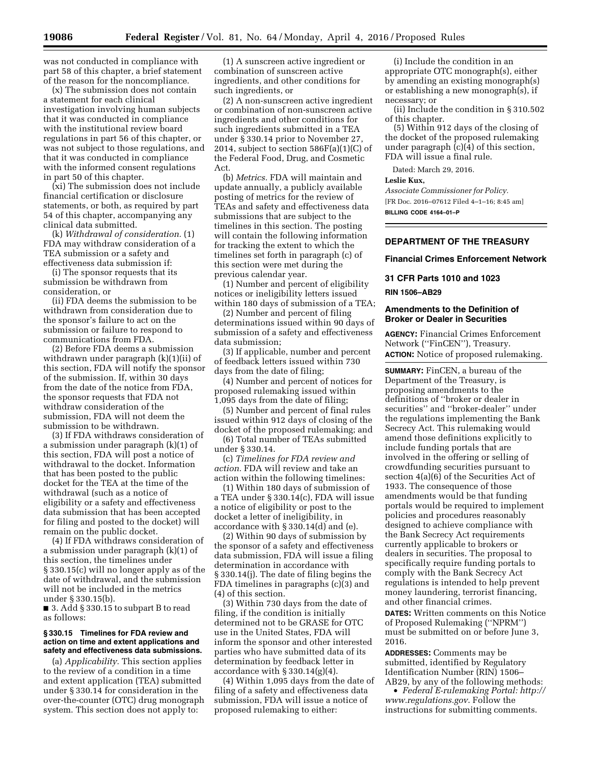was not conducted in compliance with part 58 of this chapter, a brief statement of the reason for the noncompliance.

(x) The submission does not contain a statement for each clinical investigation involving human subjects that it was conducted in compliance with the institutional review board regulations in part 56 of this chapter, or was not subject to those regulations, and that it was conducted in compliance with the informed consent regulations in part 50 of this chapter.

(xi) The submission does not include financial certification or disclosure statements, or both, as required by part 54 of this chapter, accompanying any clinical data submitted.

(k) *Withdrawal of consideration.* (1) FDA may withdraw consideration of a TEA submission or a safety and effectiveness data submission if:

(i) The sponsor requests that its submission be withdrawn from consideration, or

(ii) FDA deems the submission to be withdrawn from consideration due to the sponsor's failure to act on the submission or failure to respond to communications from FDA.

(2) Before FDA deems a submission withdrawn under paragraph (k)(1)(ii) of this section, FDA will notify the sponsor of the submission. If, within 30 days from the date of the notice from FDA, the sponsor requests that FDA not withdraw consideration of the submission, FDA will not deem the submission to be withdrawn.

(3) If FDA withdraws consideration of a submission under paragraph (k)(1) of this section, FDA will post a notice of withdrawal to the docket. Information that has been posted to the public docket for the TEA at the time of the withdrawal (such as a notice of eligibility or a safety and effectiveness data submission that has been accepted for filing and posted to the docket) will remain on the public docket.

(4) If FDA withdraws consideration of a submission under paragraph (k)(1) of this section, the timelines under § 330.15(c) will no longer apply as of the date of withdrawal, and the submission will not be included in the metrics under § 330.15(b).

■ 3. Add § 330.15 to subpart B to read as follows:

**§ 330.15 Timelines for FDA review and action on time and extent applications and safety and effectiveness data submissions.**

(a) *Applicability.* This section applies to the review of a condition in a time and extent application (TEA) submitted under § 330.14 for consideration in the over-the-counter (OTC) drug monograph system. This section does not apply to:

(1) A sunscreen active ingredient or combination of sunscreen active ingredients, and other conditions for such ingredients, or

(2) A non-sunscreen active ingredient or combination of non-sunscreen active ingredients and other conditions for such ingredients submitted in a TEA under § 330.14 prior to November 27, 2014, subject to section 586F(a)(1)(C) of the Federal Food, Drug, and Cosmetic Act.

(b) *Metrics.* FDA will maintain and update annually, a publicly available posting of metrics for the review of TEAs and safety and effectiveness data submissions that are subject to the timelines in this section. The posting will contain the following information for tracking the extent to which the timelines set forth in paragraph (c) of this section were met during the previous calendar year.

(1) Number and percent of eligibility notices or ineligibility letters issued within 180 days of submission of a TEA;

(2) Number and percent of filing determinations issued within 90 days of submission of a safety and effectiveness data submission;

(3) If applicable, number and percent of feedback letters issued within 730 days from the date of filing;

(4) Number and percent of notices for proposed rulemaking issued within 1,095 days from the date of filing;

(5) Number and percent of final rules issued within 912 days of closing of the docket of the proposed rulemaking; and

(6) Total number of TEAs submitted under § 330.14.

(c) *Timelines for FDA review and action.* FDA will review and take an action within the following timelines:

(1) Within 180 days of submission of a TEA under § 330.14(c), FDA will issue a notice of eligibility or post to the docket a letter of ineligibility, in accordance with § 330.14(d) and (e).

(2) Within 90 days of submission by the sponsor of a safety and effectiveness data submission, FDA will issue a filing determination in accordance with § 330.14(j). The date of filing begins the FDA timelines in paragraphs (c)(3) and (4) of this section.

(3) Within 730 days from the date of filing, if the condition is initially determined not to be GRASE for OTC use in the United States, FDA will inform the sponsor and other interested parties who have submitted data of its determination by feedback letter in accordance with § 330.14(g)(4).

(4) Within 1,095 days from the date of filing of a safety and effectiveness data submission, FDA will issue a notice of proposed rulemaking to either:

(i) Include the condition in an appropriate OTC monograph(s), either by amending an existing monograph(s) or establishing a new monograph(s), if necessary; or

(ii) Include the condition in § 310.502 of this chapter.

(5) Within 912 days of the closing of the docket of the proposed rulemaking under paragraph (c)(4) of this section, FDA will issue a final rule.

Dated: March 29, 2016.

**Leslie Kux,**

*Associate Commissioner for Policy.*

[FR Doc. 2016–07612 Filed 4–1–16; 8:45 am]

**BILLING CODE 4164–01–P**

---

## DEPARTMENT OF THE TREASURY

### Financial Crimes Enforcement Network

### 31 CFR Parts 1010 and 1023

**RIN 1506–AB29**

### Amendments to the Definition of Broker or Dealer in Securities

**AGENCY:** Financial Crimes Enforcement Network ("FinCEN"), Treasury.

**ACTION:** Notice of proposed rulemaking.

---

**SUMMARY:** FinCEN, a bureau of the Department of the Treasury, is proposing amendments to the definitions of "broker or dealer in securities" and "broker-dealer" under the regulations implementing the Bank Secrecy Act. This rulemaking would amend those definitions explicitly to include funding portals that are involved in the offering or selling of crowdfunding securities pursuant to section 4(a)(6) of the Securities Act of 1933. The consequence of those amendments would be that funding portals would be required to implement policies and procedures reasonably designed to achieve compliance with the Bank Secrecy Act requirements currently applicable to brokers or dealers in securities. The proposal to specifically require funding portals to comply with the Bank Secrecy Act regulations is intended to help prevent money laundering, terrorist financing, and other financial crimes.

**DATES:** Written comments on this Notice of Proposed Rulemaking ("NPRM") must be submitted on or before June 3, 2016.

**ADDRESSES:** Comments may be submitted, identified by Regulatory Identification Number (RIN) 1506–AB29, by any of the following methods:

- *Federal E-rulemaking Portal: http://www.regulations.gov.* Follow the instructions for submitting comments.